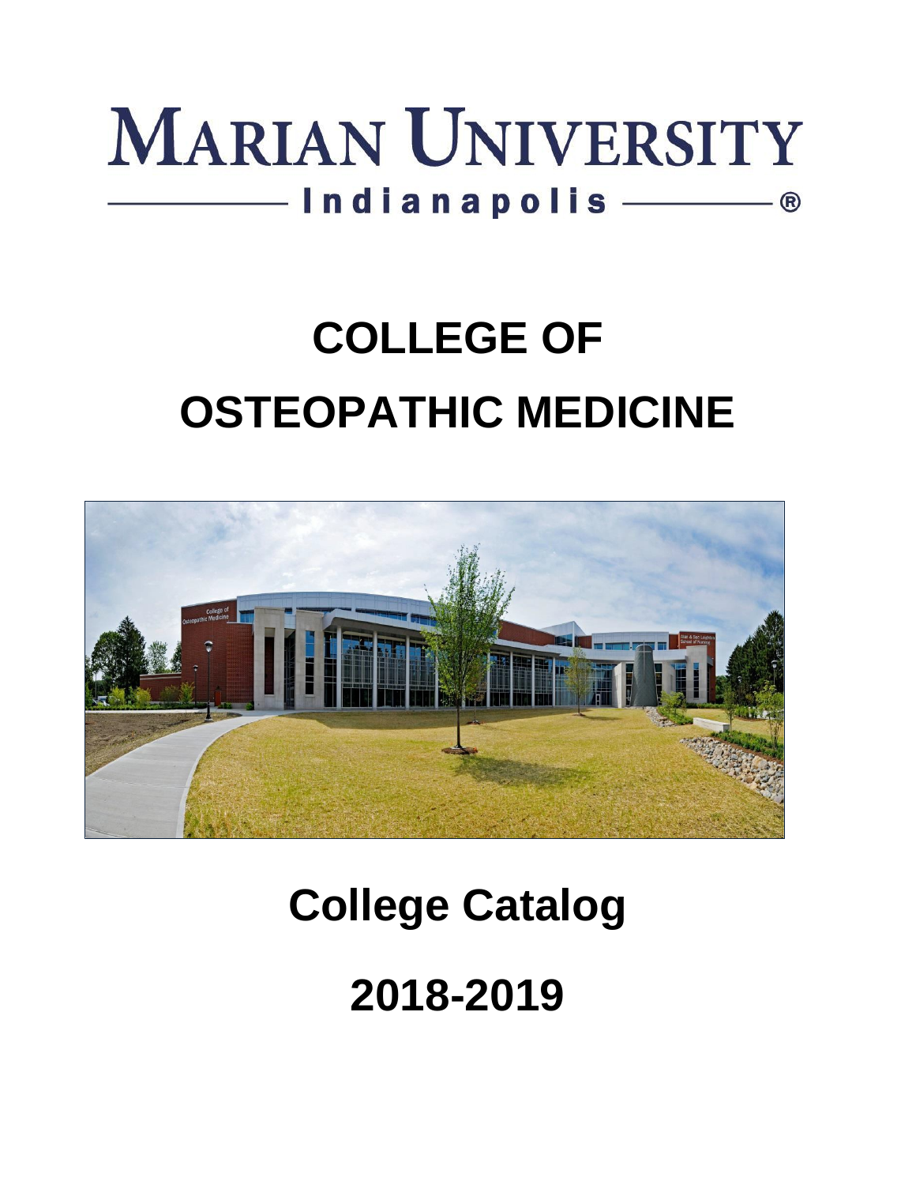# MARIAN UNIVERSITY

Indianapolis ®

# COLLEGE OF OSTEOPATHIC MEDICINE

# College Catalog

# 2018-2019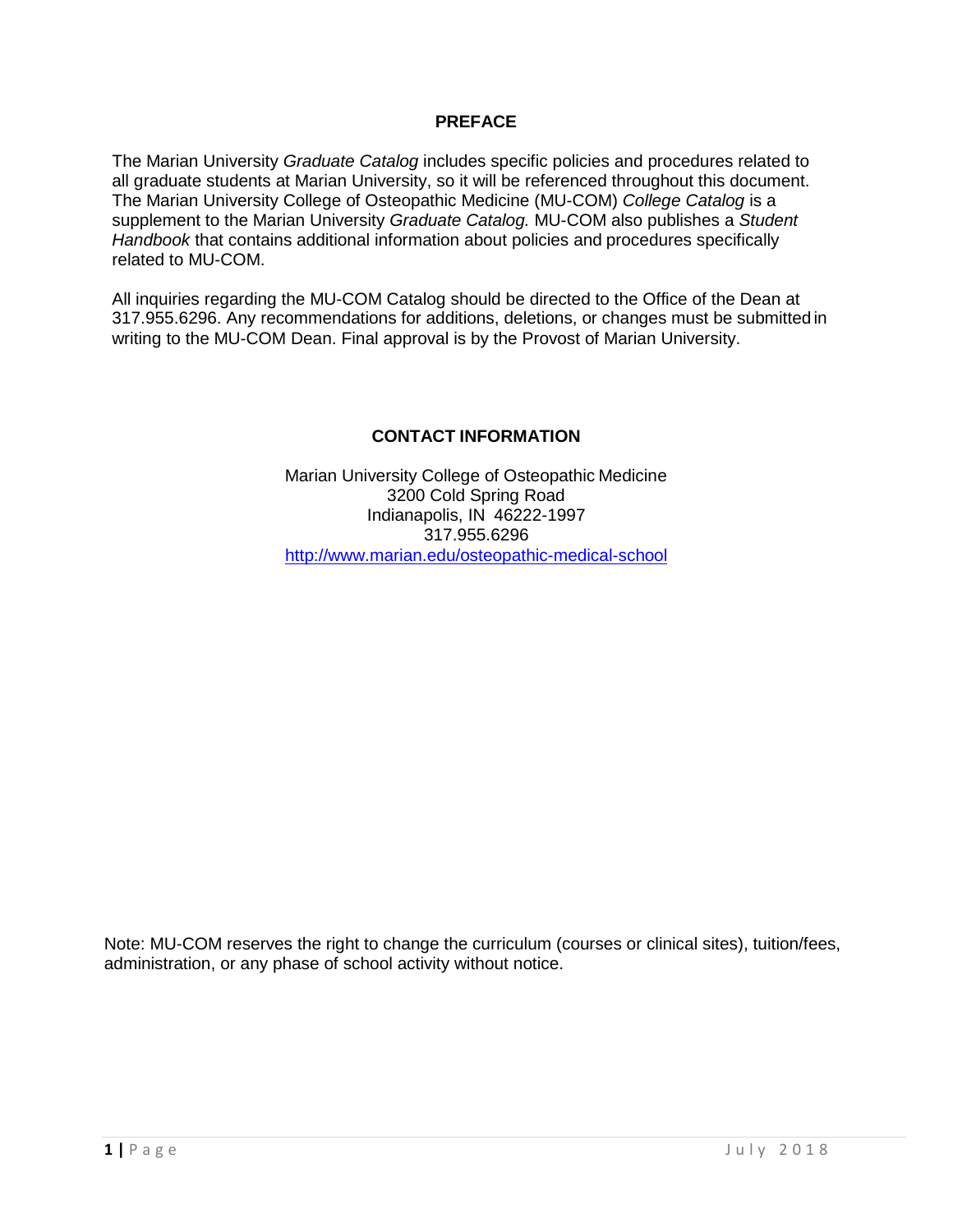## PREFACE

The Marian University *Graduate Catalog* includes specific policies and procedures related to all graduate students at Marian University, so it will be referenced throughout this document. The Marian University College of Osteopathic Medicine (MU-COM) *College Catalog* is a supplement to the Marian University *Graduate Catalog.* MU-COM also publishes a *Student Handbook* that contains additional information about policies and procedures specifically related to MU-COM.

All inquiries regarding the MU-COM Catalog should be directed to the Office of the Dean at 317.955.6296. Any recommendations for additions, deletions, or changes must be submitted in writing to the MU-COM Dean. Final approval is by the Provost of Marian University.

## CONTACT INFORMATION

Marian University College of Osteopathic Medicine
3200 Cold Spring Road
Indianapolis, IN 46222-1997
317.955.6296
http://www.marian.edu/osteopathic-medical-school

Note: MU-COM reserves the right to change the curriculum (courses or clinical sites), tuition/fees, administration, or any phase of school activity without notice.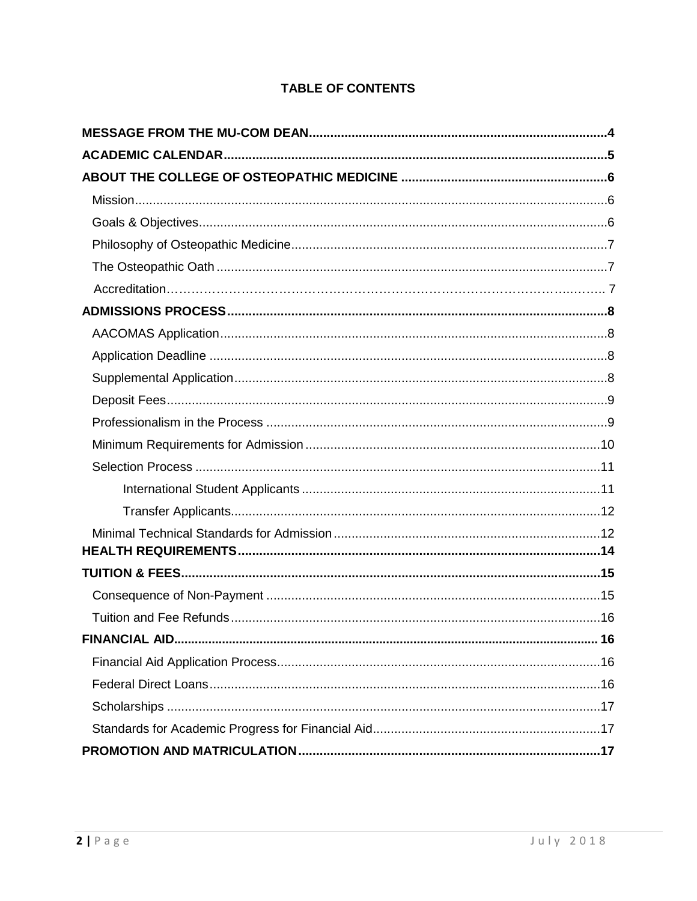## TABLE OF CONTENTS

**MESSAGE FROM THE MU-COM DEAN** ........................................................................4

**ACADEMIC CALENDAR** ........................................................................5

**ABOUT THE COLLEGE OF OSTEOPATHIC MEDICINE** ........................................................................6

- Mission ........................................................................6
- Goals & Objectives ........................................................................6
- Philosophy of Osteopathic Medicine ........................................................................7
- The Osteopathic Oath ........................................................................7
- Accreditation ........................................................................ 7

**ADMISSIONS PROCESS** ........................................................................8

- AACOMAS Application ........................................................................8
- Application Deadline ........................................................................8
- Supplemental Application ........................................................................8
- Deposit Fees ........................................................................9
- Professionalism in the Process ........................................................................9
- Minimum Requirements for Admission ........................................................................10
- Selection Process ........................................................................11
  - International Student Applicants ........................................................................11
  - Transfer Applicants ........................................................................12
- Minimal Technical Standards for Admission ........................................................................12

**HEALTH REQUIREMENTS** ........................................................................14

**TUITION & FEES** ........................................................................15

- Consequence of Non-Payment ........................................................................15
- Tuition and Fee Refunds ........................................................................16

**FINANCIAL AID** ........................................................................ 16

- Financial Aid Application Process ........................................................................16
- Federal Direct Loans ........................................................................16
- Scholarships ........................................................................17
- Standards for Academic Progress for Financial Aid ........................................................................17

**PROMOTION AND MATRICULATION** ........................................................................17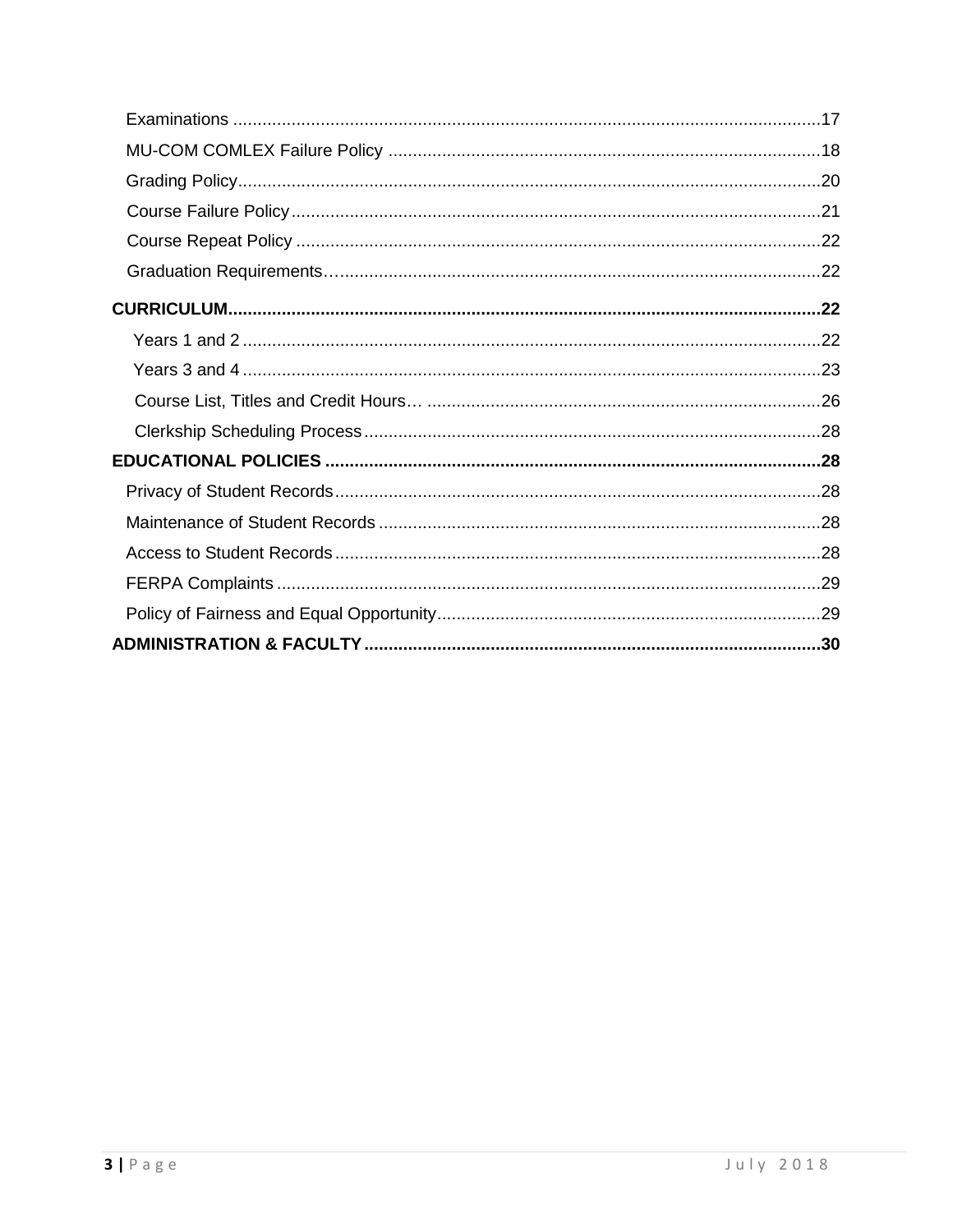Examinations ........................................................................................................................17

MU-COM COMLEX Failure Policy .........................................................................................18

Grading Policy........................................................................................................................20

Course Failure Policy..............................................................................................................21

Course Repeat Policy ............................................................................................................22

Graduation Requirements…....................................................................................................22

**CURRICULUM.........................................................................................................................22**

Years 1 and 2 .......................................................................................................................22

Years 3 and 4 .......................................................................................................................23

Course List, Titles and Credit Hours… .................................................................................26

Clerkship Scheduling Process ..............................................................................................28

**EDUCATIONAL POLICIES .....................................................................................................28**

Privacy of Student Records....................................................................................................28

Maintenance of Student Records ...........................................................................................28

Access to Student Records....................................................................................................28

FERPA Complaints ................................................................................................................29

Policy of Fairness and Equal Opportunity...............................................................................29

**ADMINISTRATION & FACULTY.............................................................................................30**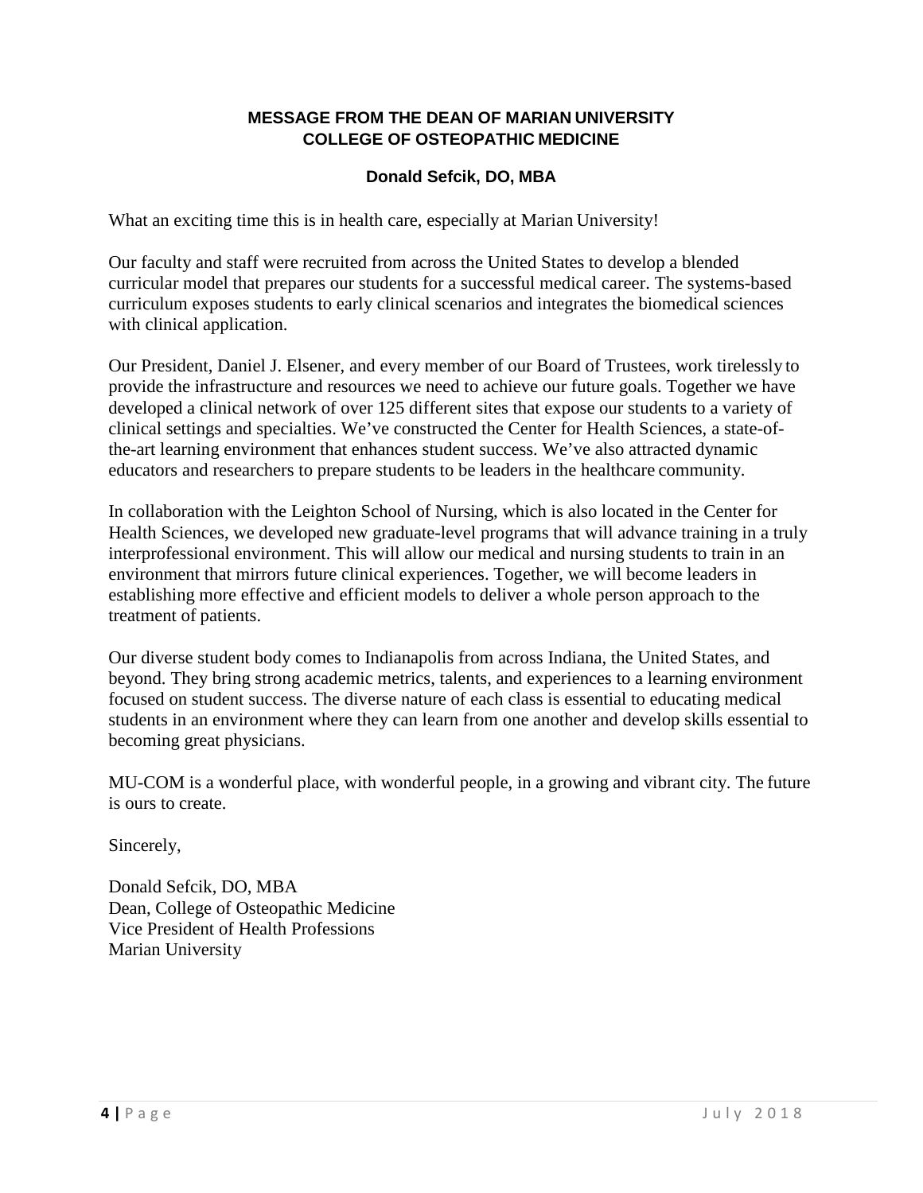## MESSAGE FROM THE DEAN OF MARIAN UNIVERSITY COLLEGE OF OSTEOPATHIC MEDICINE

### Donald Sefcik, DO, MBA

What an exciting time this is in health care, especially at Marian University!

Our faculty and staff were recruited from across the United States to develop a blended curricular model that prepares our students for a successful medical career. The systems-based curriculum exposes students to early clinical scenarios and integrates the biomedical sciences with clinical application.

Our President, Daniel J. Elsener, and every member of our Board of Trustees, work tirelessly to provide the infrastructure and resources we need to achieve our future goals. Together we have developed a clinical network of over 125 different sites that expose our students to a variety of clinical settings and specialties. We've constructed the Center for Health Sciences, a state-of-the-art learning environment that enhances student success. We've also attracted dynamic educators and researchers to prepare students to be leaders in the healthcare community.

In collaboration with the Leighton School of Nursing, which is also located in the Center for Health Sciences, we developed new graduate-level programs that will advance training in a truly interprofessional environment. This will allow our medical and nursing students to train in an environment that mirrors future clinical experiences. Together, we will become leaders in establishing more effective and efficient models to deliver a whole person approach to the treatment of patients.

Our diverse student body comes to Indianapolis from across Indiana, the United States, and beyond. They bring strong academic metrics, talents, and experiences to a learning environment focused on student success. The diverse nature of each class is essential to educating medical students in an environment where they can learn from one another and develop skills essential to becoming great physicians.

MU-COM is a wonderful place, with wonderful people, in a growing and vibrant city. The future is ours to create.

Sincerely,

Donald Sefcik, DO, MBA
Dean, College of Osteopathic Medicine
Vice President of Health Professions
Marian University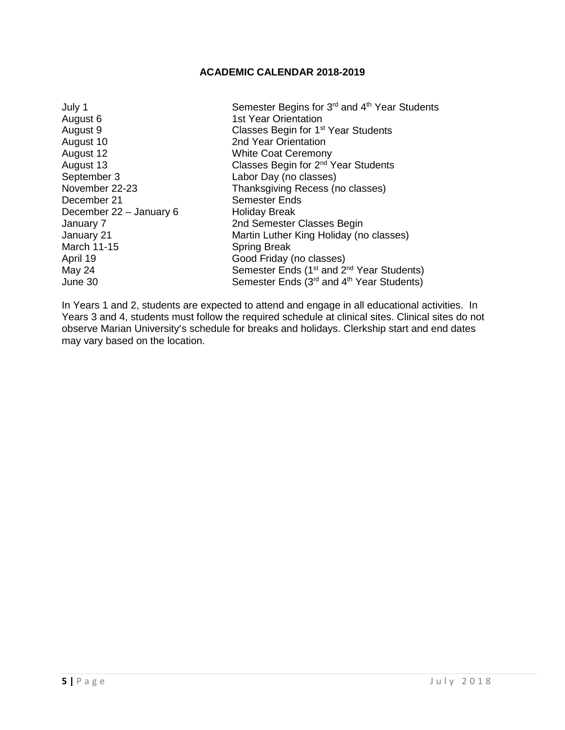## ACADEMIC CALENDAR 2018-2019

| | |
|---|---|
| July 1 | Semester Begins for 3rd and 4th Year Students |
| August 6 | 1st Year Orientation |
| August 9 | Classes Begin for 1st Year Students |
| August 10 | 2nd Year Orientation |
| August 12 | White Coat Ceremony |
| August 13 | Classes Begin for 2nd Year Students |
| September 3 | Labor Day (no classes) |
| November 22-23 | Thanksgiving Recess (no classes) |
| December 21 | Semester Ends |
| December 22 – January 6 | Holiday Break |
| January 7 | 2nd Semester Classes Begin |
| January 21 | Martin Luther King Holiday (no classes) |
| March 11-15 | Spring Break |
| April 19 | Good Friday (no classes) |
| May 24 | Semester Ends (1st and 2nd Year Students) |
| June 30 | Semester Ends (3rd and 4th Year Students) |

In Years 1 and 2, students are expected to attend and engage in all educational activities. In Years 3 and 4, students must follow the required schedule at clinical sites. Clinical sites do not observe Marian University's schedule for breaks and holidays. Clerkship start and end dates may vary based on the location.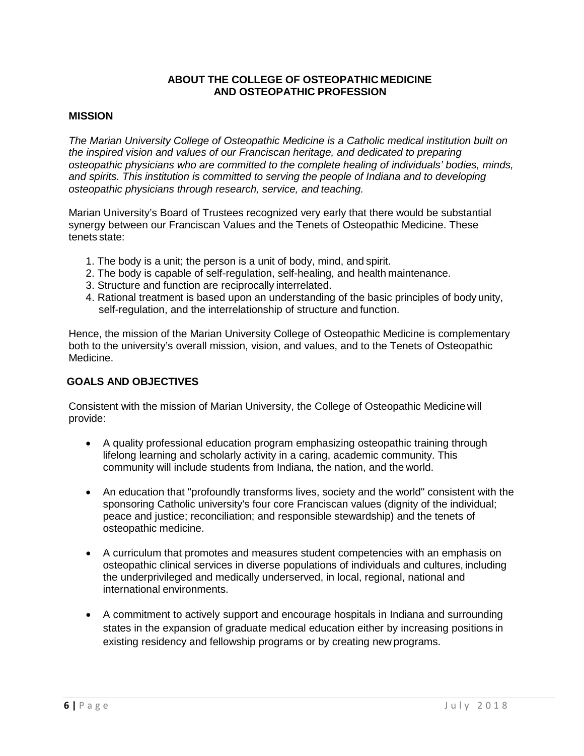## ABOUT THE COLLEGE OF OSTEOPATHIC MEDICINE AND OSTEOPATHIC PROFESSION

### MISSION

*The Marian University College of Osteopathic Medicine is a Catholic medical institution built on the inspired vision and values of our Franciscan heritage, and dedicated to preparing osteopathic physicians who are committed to the complete healing of individuals' bodies, minds, and spirits. This institution is committed to serving the people of Indiana and to developing osteopathic physicians through research, service, and teaching.*

Marian University's Board of Trustees recognized very early that there would be substantial synergy between our Franciscan Values and the Tenets of Osteopathic Medicine. These tenets state:

1. The body is a unit; the person is a unit of body, mind, and spirit.
2. The body is capable of self-regulation, self-healing, and health maintenance.
3. Structure and function are reciprocally interrelated.
4. Rational treatment is based upon an understanding of the basic principles of body unity, self-regulation, and the interrelationship of structure and function.

Hence, the mission of the Marian University College of Osteopathic Medicine is complementary both to the university's overall mission, vision, and values, and to the Tenets of Osteopathic Medicine.

### GOALS AND OBJECTIVES

Consistent with the mission of Marian University, the College of Osteopathic Medicine will provide:

- A quality professional education program emphasizing osteopathic training through lifelong learning and scholarly activity in a caring, academic community. This community will include students from Indiana, the nation, and the world.
- An education that "profoundly transforms lives, society and the world" consistent with the sponsoring Catholic university's four core Franciscan values (dignity of the individual; peace and justice; reconciliation; and responsible stewardship) and the tenets of osteopathic medicine.
- A curriculum that promotes and measures student competencies with an emphasis on osteopathic clinical services in diverse populations of individuals and cultures, including the underprivileged and medically underserved, in local, regional, national and international environments.
- A commitment to actively support and encourage hospitals in Indiana and surrounding states in the expansion of graduate medical education either by increasing positions in existing residency and fellowship programs or by creating new programs.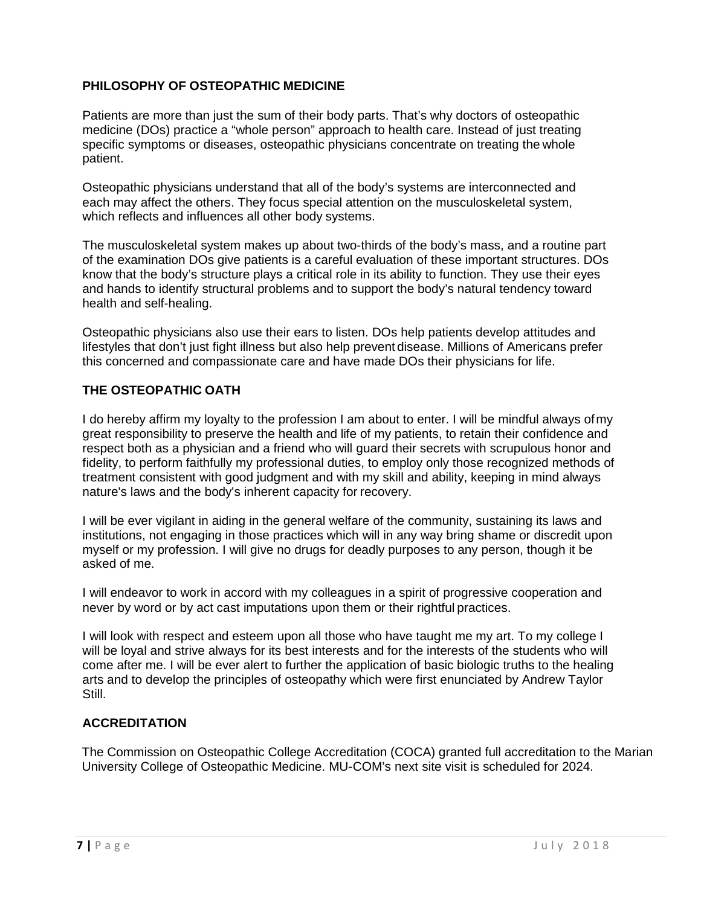## PHILOSOPHY OF OSTEOPATHIC MEDICINE

Patients are more than just the sum of their body parts. That's why doctors of osteopathic medicine (DOs) practice a "whole person" approach to health care. Instead of just treating specific symptoms or diseases, osteopathic physicians concentrate on treating the whole patient.

Osteopathic physicians understand that all of the body's systems are interconnected and each may affect the others. They focus special attention on the musculoskeletal system, which reflects and influences all other body systems.

The musculoskeletal system makes up about two-thirds of the body's mass, and a routine part of the examination DOs give patients is a careful evaluation of these important structures. DOs know that the body's structure plays a critical role in its ability to function. They use their eyes and hands to identify structural problems and to support the body's natural tendency toward health and self-healing.

Osteopathic physicians also use their ears to listen. DOs help patients develop attitudes and lifestyles that don't just fight illness but also help prevent disease. Millions of Americans prefer this concerned and compassionate care and have made DOs their physicians for life.

## THE OSTEOPATHIC OATH

I do hereby affirm my loyalty to the profession I am about to enter. I will be mindful always of my great responsibility to preserve the health and life of my patients, to retain their confidence and respect both as a physician and a friend who will guard their secrets with scrupulous honor and fidelity, to perform faithfully my professional duties, to employ only those recognized methods of treatment consistent with good judgment and with my skill and ability, keeping in mind always nature's laws and the body's inherent capacity for recovery.

I will be ever vigilant in aiding in the general welfare of the community, sustaining its laws and institutions, not engaging in those practices which will in any way bring shame or discredit upon myself or my profession. I will give no drugs for deadly purposes to any person, though it be asked of me.

I will endeavor to work in accord with my colleagues in a spirit of progressive cooperation and never by word or by act cast imputations upon them or their rightful practices.

I will look with respect and esteem upon all those who have taught me my art. To my college I will be loyal and strive always for its best interests and for the interests of the students who will come after me. I will be ever alert to further the application of basic biologic truths to the healing arts and to develop the principles of osteopathy which were first enunciated by Andrew Taylor Still.

## ACCREDITATION

The Commission on Osteopathic College Accreditation (COCA) granted full accreditation to the Marian University College of Osteopathic Medicine. MU-COM's next site visit is scheduled for 2024.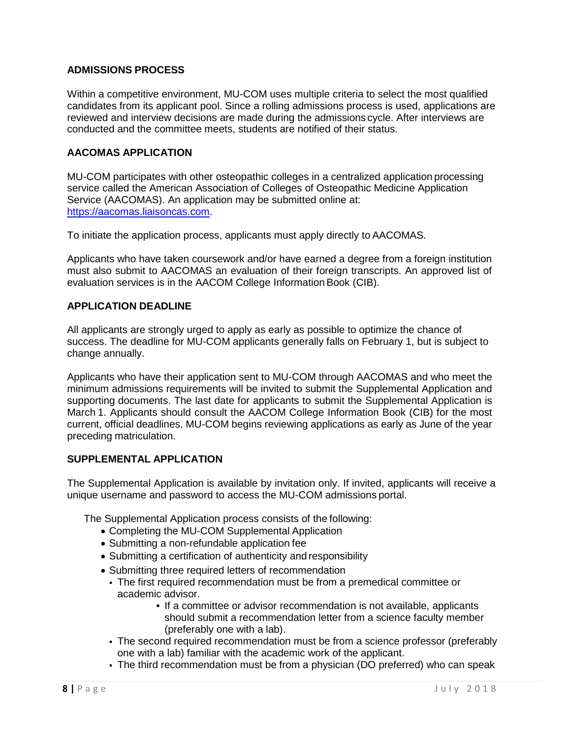## ADMISSIONS PROCESS

Within a competitive environment, MU-COM uses multiple criteria to select the most qualified candidates from its applicant pool. Since a rolling admissions process is used, applications are reviewed and interview decisions are made during the admissions cycle. After interviews are conducted and the committee meets, students are notified of their status.

## AACOMAS APPLICATION

MU-COM participates with other osteopathic colleges in a centralized application processing service called the American Association of Colleges of Osteopathic Medicine Application Service (AACOMAS). An application may be submitted online at: [https://aacomas.liaisoncas.com](https://aacomas.liaisoncas.com).

To initiate the application process, applicants must apply directly to AACOMAS.

Applicants who have taken coursework and/or have earned a degree from a foreign institution must also submit to AACOMAS an evaluation of their foreign transcripts. An approved list of evaluation services is in the AACOM College Information Book (CIB).

## APPLICATION DEADLINE

All applicants are strongly urged to apply as early as possible to optimize the chance of success. The deadline for MU-COM applicants generally falls on February 1, but is subject to change annually.

Applicants who have their application sent to MU-COM through AACOMAS and who meet the minimum admissions requirements will be invited to submit the Supplemental Application and supporting documents. The last date for applicants to submit the Supplemental Application is March 1. Applicants should consult the AACOM College Information Book (CIB) for the most current, official deadlines. MU-COM begins reviewing applications as early as June of the year preceding matriculation.

## SUPPLEMENTAL APPLICATION

The Supplemental Application is available by invitation only. If invited, applicants will receive a unique username and password to access the MU-COM admissions portal.

The Supplemental Application process consists of the following:

- Completing the MU-COM Supplemental Application
- Submitting a non-refundable application fee
- Submitting a certification of authenticity and responsibility
- Submitting three required letters of recommendation
  - The first required recommendation must be from a premedical committee or academic advisor.
    - If a committee or advisor recommendation is not available, applicants should submit a recommendation letter from a science faculty member (preferably one with a lab).
  - The second required recommendation must be from a science professor (preferably one with a lab) familiar with the academic work of the applicant.
  - The third recommendation must be from a physician (DO preferred) who can speak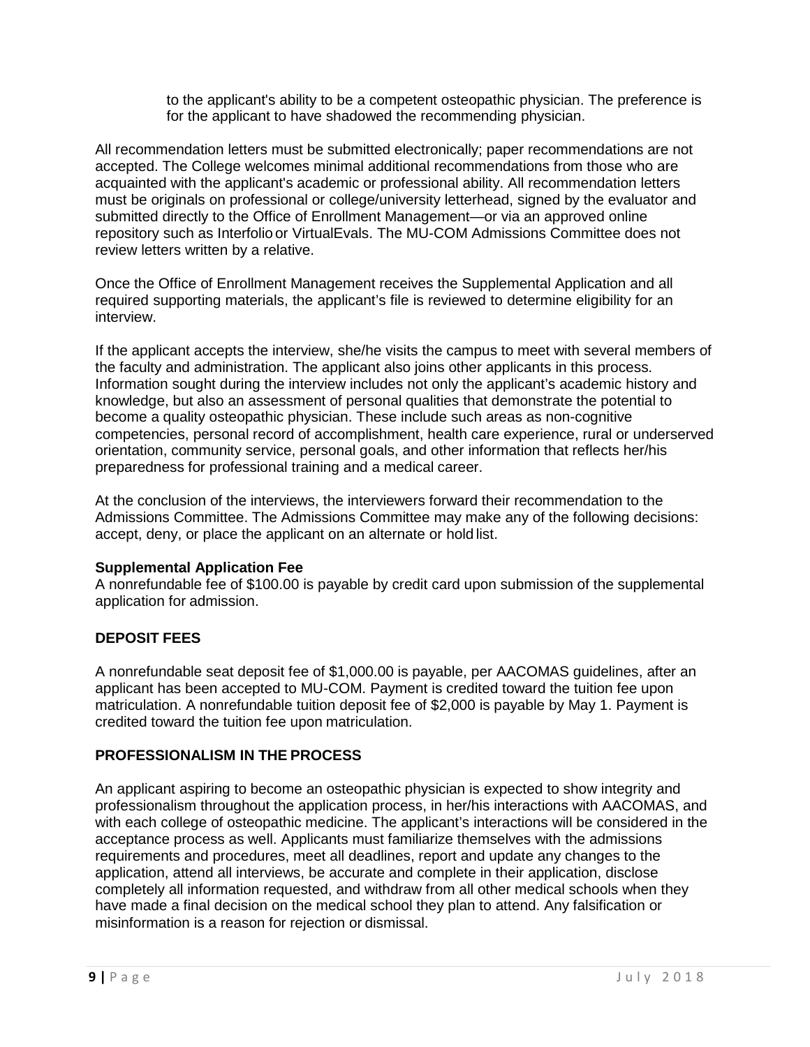to the applicant's ability to be a competent osteopathic physician. The preference is for the applicant to have shadowed the recommending physician.

All recommendation letters must be submitted electronically; paper recommendations are not accepted. The College welcomes minimal additional recommendations from those who are acquainted with the applicant's academic or professional ability. All recommendation letters must be originals on professional or college/university letterhead, signed by the evaluator and submitted directly to the Office of Enrollment Management—or via an approved online repository such as Interfolio or VirtualEvals. The MU-COM Admissions Committee does not review letters written by a relative.

Once the Office of Enrollment Management receives the Supplemental Application and all required supporting materials, the applicant's file is reviewed to determine eligibility for an interview.

If the applicant accepts the interview, she/he visits the campus to meet with several members of the faculty and administration. The applicant also joins other applicants in this process. Information sought during the interview includes not only the applicant's academic history and knowledge, but also an assessment of personal qualities that demonstrate the potential to become a quality osteopathic physician. These include such areas as non-cognitive competencies, personal record of accomplishment, health care experience, rural or underserved orientation, community service, personal goals, and other information that reflects her/his preparedness for professional training and a medical career.

At the conclusion of the interviews, the interviewers forward their recommendation to the Admissions Committee. The Admissions Committee may make any of the following decisions: accept, deny, or place the applicant on an alternate or hold list.

**Supplemental Application Fee**
A nonrefundable fee of $100.00 is payable by credit card upon submission of the supplemental application for admission.

## DEPOSIT FEES

A nonrefundable seat deposit fee of $1,000.00 is payable, per AACOMAS guidelines, after an applicant has been accepted to MU-COM. Payment is credited toward the tuition fee upon matriculation. A nonrefundable tuition deposit fee of $2,000 is payable by May 1. Payment is credited toward the tuition fee upon matriculation.

## PROFESSIONALISM IN THE PROCESS

An applicant aspiring to become an osteopathic physician is expected to show integrity and professionalism throughout the application process, in her/his interactions with AACOMAS, and with each college of osteopathic medicine. The applicant's interactions will be considered in the acceptance process as well. Applicants must familiarize themselves with the admissions requirements and procedures, meet all deadlines, report and update any changes to the application, attend all interviews, be accurate and complete in their application, disclose completely all information requested, and withdraw from all other medical schools when they have made a final decision on the medical school they plan to attend. Any falsification or misinformation is a reason for rejection or dismissal.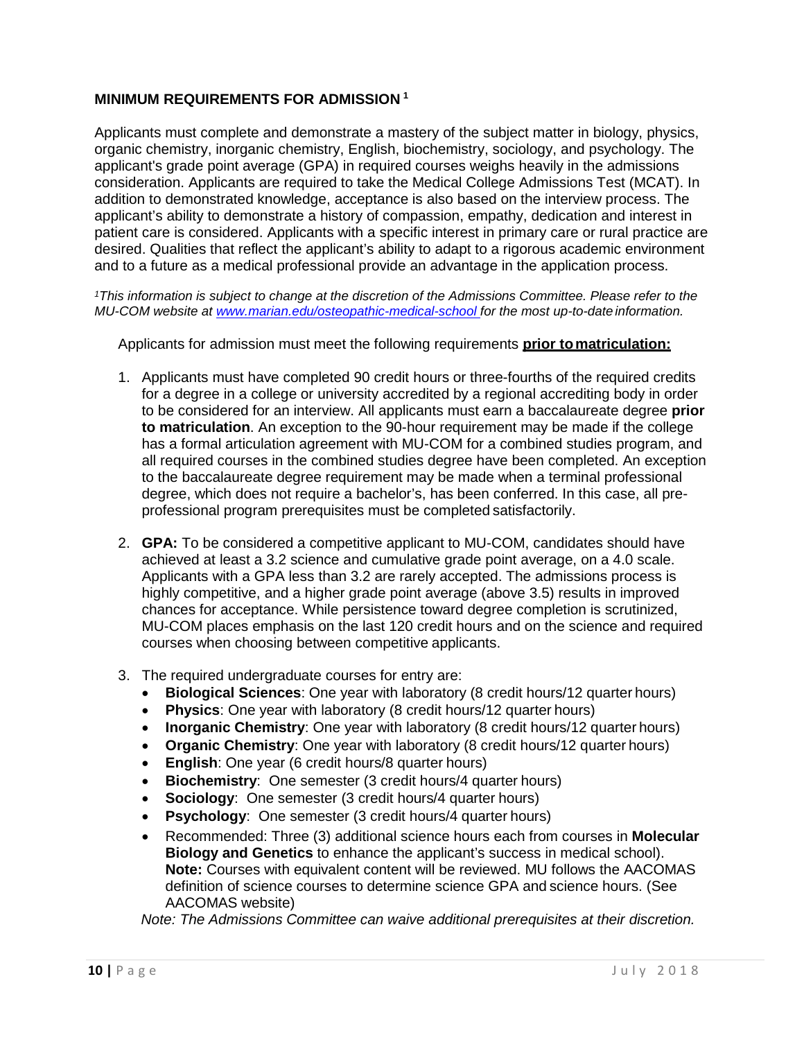## MINIMUM REQUIREMENTS FOR ADMISSION [1]

Applicants must complete and demonstrate a mastery of the subject matter in biology, physics, organic chemistry, inorganic chemistry, English, biochemistry, sociology, and psychology. The applicant's grade point average (GPA) in required courses weighs heavily in the admissions consideration. Applicants are required to take the Medical College Admissions Test (MCAT). In addition to demonstrated knowledge, acceptance is also based on the interview process. The applicant's ability to demonstrate a history of compassion, empathy, dedication and interest in patient care is considered. Applicants with a specific interest in primary care or rural practice are desired. Qualities that reflect the applicant's ability to adapt to a rigorous academic environment and to a future as a medical professional provide an advantage in the application process.

*[1]This information is subject to change at the discretion of the Admissions Committee. Please refer to the MU-COM website at [www.marian.edu/osteopathic-medical-school](www.marian.edu/osteopathic-medical-school) for the most up-to-date information.*

Applicants for admission must meet the following requirements **prior to matriculation:**

1. Applicants must have completed 90 credit hours or three-fourths of the required credits for a degree in a college or university accredited by a regional accrediting body in order to be considered for an interview. All applicants must earn a baccalaureate degree **prior to matriculation**. An exception to the 90-hour requirement may be made if the college has a formal articulation agreement with MU-COM for a combined studies program, and all required courses in the combined studies degree have been completed. An exception to the baccalaureate degree requirement may be made when a terminal professional degree, which does not require a bachelor's, has been conferred. In this case, all pre-professional program prerequisites must be completed satisfactorily.

2. **GPA:** To be considered a competitive applicant to MU-COM, candidates should have achieved at least a 3.2 science and cumulative grade point average, on a 4.0 scale. Applicants with a GPA less than 3.2 are rarely accepted. The admissions process is highly competitive, and a higher grade point average (above 3.5) results in improved chances for acceptance. While persistence toward degree completion is scrutinized, MU-COM places emphasis on the last 120 credit hours and on the science and required courses when choosing between competitive applicants.

3. The required undergraduate courses for entry are:
   - **Biological Sciences**: One year with laboratory (8 credit hours/12 quarter hours)
   - **Physics**: One year with laboratory (8 credit hours/12 quarter hours)
   - **Inorganic Chemistry**: One year with laboratory (8 credit hours/12 quarter hours)
   - **Organic Chemistry**: One year with laboratory (8 credit hours/12 quarter hours)
   - **English**: One year (6 credit hours/8 quarter hours)
   - **Biochemistry**: One semester (3 credit hours/4 quarter hours)
   - **Sociology**: One semester (3 credit hours/4 quarter hours)
   - **Psychology**: One semester (3 credit hours/4 quarter hours)
   - Recommended: Three (3) additional science hours each from courses in **Molecular Biology and Genetics** to enhance the applicant's success in medical school). **Note:** Courses with equivalent content will be reviewed. MU follows the AACOMAS definition of science courses to determine science GPA and science hours. (See AACOMAS website)

   *Note: The Admissions Committee can waive additional prerequisites at their discretion.*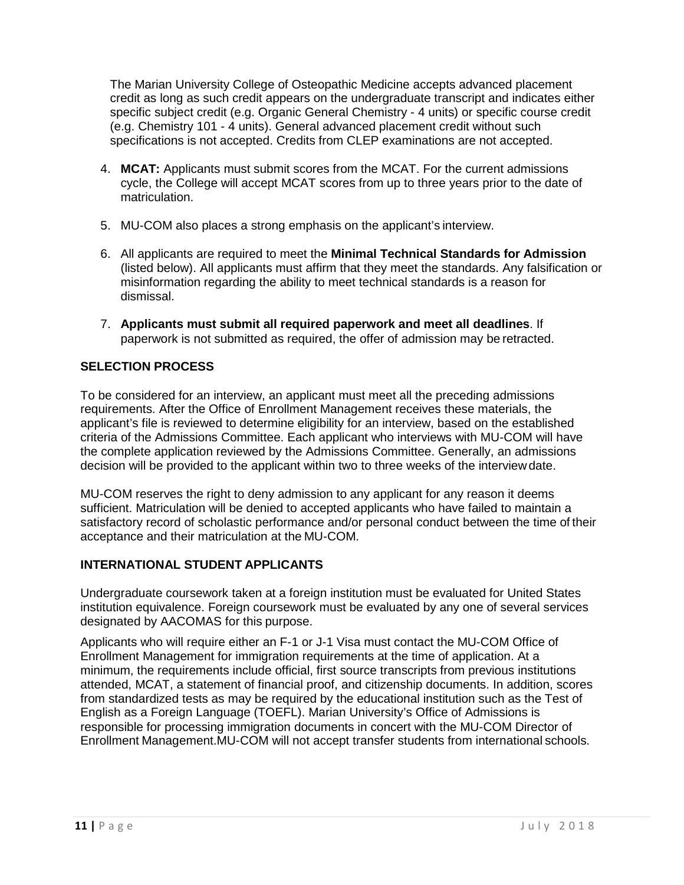The Marian University College of Osteopathic Medicine accepts advanced placement credit as long as such credit appears on the undergraduate transcript and indicates either specific subject credit (e.g. Organic General Chemistry - 4 units) or specific course credit (e.g. Chemistry 101 - 4 units). General advanced placement credit without such specifications is not accepted. Credits from CLEP examinations are not accepted.

4. **MCAT:** Applicants must submit scores from the MCAT. For the current admissions cycle, the College will accept MCAT scores from up to three years prior to the date of matriculation.
5. MU-COM also places a strong emphasis on the applicant's interview.
6. All applicants are required to meet the **Minimal Technical Standards for Admission** (listed below). All applicants must affirm that they meet the standards. Any falsification or misinformation regarding the ability to meet technical standards is a reason for dismissal.
7. **Applicants must submit all required paperwork and meet all deadlines**. If paperwork is not submitted as required, the offer of admission may be retracted.

### SELECTION PROCESS

To be considered for an interview, an applicant must meet all the preceding admissions requirements. After the Office of Enrollment Management receives these materials, the applicant's file is reviewed to determine eligibility for an interview, based on the established criteria of the Admissions Committee. Each applicant who interviews with MU-COM will have the complete application reviewed by the Admissions Committee. Generally, an admissions decision will be provided to the applicant within two to three weeks of the interview date.

MU-COM reserves the right to deny admission to any applicant for any reason it deems sufficient. Matriculation will be denied to accepted applicants who have failed to maintain a satisfactory record of scholastic performance and/or personal conduct between the time of their acceptance and their matriculation at the MU-COM.

### INTERNATIONAL STUDENT APPLICANTS

Undergraduate coursework taken at a foreign institution must be evaluated for United States institution equivalence. Foreign coursework must be evaluated by any one of several services designated by AACOMAS for this purpose.

Applicants who will require either an F-1 or J-1 Visa must contact the MU-COM Office of Enrollment Management for immigration requirements at the time of application. At a minimum, the requirements include official, first source transcripts from previous institutions attended, MCAT, a statement of financial proof, and citizenship documents. In addition, scores from standardized tests as may be required by the educational institution such as the Test of English as a Foreign Language (TOEFL). Marian University's Office of Admissions is responsible for processing immigration documents in concert with the MU-COM Director of Enrollment Management.MU-COM will not accept transfer students from international schools.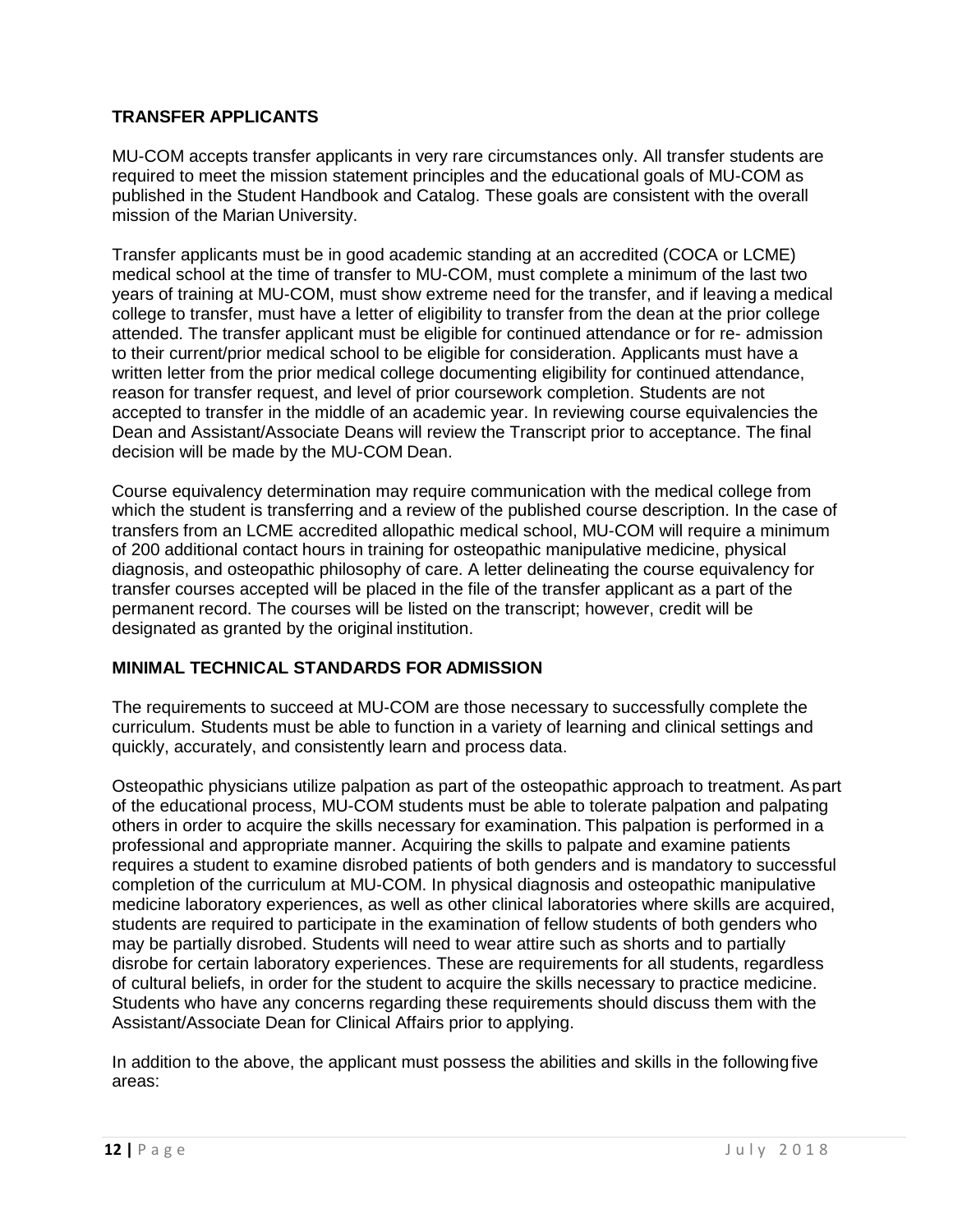## TRANSFER APPLICANTS

MU-COM accepts transfer applicants in very rare circumstances only. All transfer students are required to meet the mission statement principles and the educational goals of MU-COM as published in the Student Handbook and Catalog. These goals are consistent with the overall mission of the Marian University.

Transfer applicants must be in good academic standing at an accredited (COCA or LCME) medical school at the time of transfer to MU-COM, must complete a minimum of the last two years of training at MU-COM, must show extreme need for the transfer, and if leaving a medical college to transfer, must have a letter of eligibility to transfer from the dean at the prior college attended. The transfer applicant must be eligible for continued attendance or for re- admission to their current/prior medical school to be eligible for consideration. Applicants must have a written letter from the prior medical college documenting eligibility for continued attendance, reason for transfer request, and level of prior coursework completion. Students are not accepted to transfer in the middle of an academic year. In reviewing course equivalencies the Dean and Assistant/Associate Deans will review the Transcript prior to acceptance. The final decision will be made by the MU-COM Dean.

Course equivalency determination may require communication with the medical college from which the student is transferring and a review of the published course description. In the case of transfers from an LCME accredited allopathic medical school, MU-COM will require a minimum of 200 additional contact hours in training for osteopathic manipulative medicine, physical diagnosis, and osteopathic philosophy of care. A letter delineating the course equivalency for transfer courses accepted will be placed in the file of the transfer applicant as a part of the permanent record. The courses will be listed on the transcript; however, credit will be designated as granted by the original institution.

## MINIMAL TECHNICAL STANDARDS FOR ADMISSION

The requirements to succeed at MU-COM are those necessary to successfully complete the curriculum. Students must be able to function in a variety of learning and clinical settings and quickly, accurately, and consistently learn and process data.

Osteopathic physicians utilize palpation as part of the osteopathic approach to treatment. As part of the educational process, MU-COM students must be able to tolerate palpation and palpating others in order to acquire the skills necessary for examination. This palpation is performed in a professional and appropriate manner. Acquiring the skills to palpate and examine patients requires a student to examine disrobed patients of both genders and is mandatory to successful completion of the curriculum at MU-COM. In physical diagnosis and osteopathic manipulative medicine laboratory experiences, as well as other clinical laboratories where skills are acquired, students are required to participate in the examination of fellow students of both genders who may be partially disrobed. Students will need to wear attire such as shorts and to partially disrobe for certain laboratory experiences. These are requirements for all students, regardless of cultural beliefs, in order for the student to acquire the skills necessary to practice medicine. Students who have any concerns regarding these requirements should discuss them with the Assistant/Associate Dean for Clinical Affairs prior to applying.

In addition to the above, the applicant must possess the abilities and skills in the following five areas: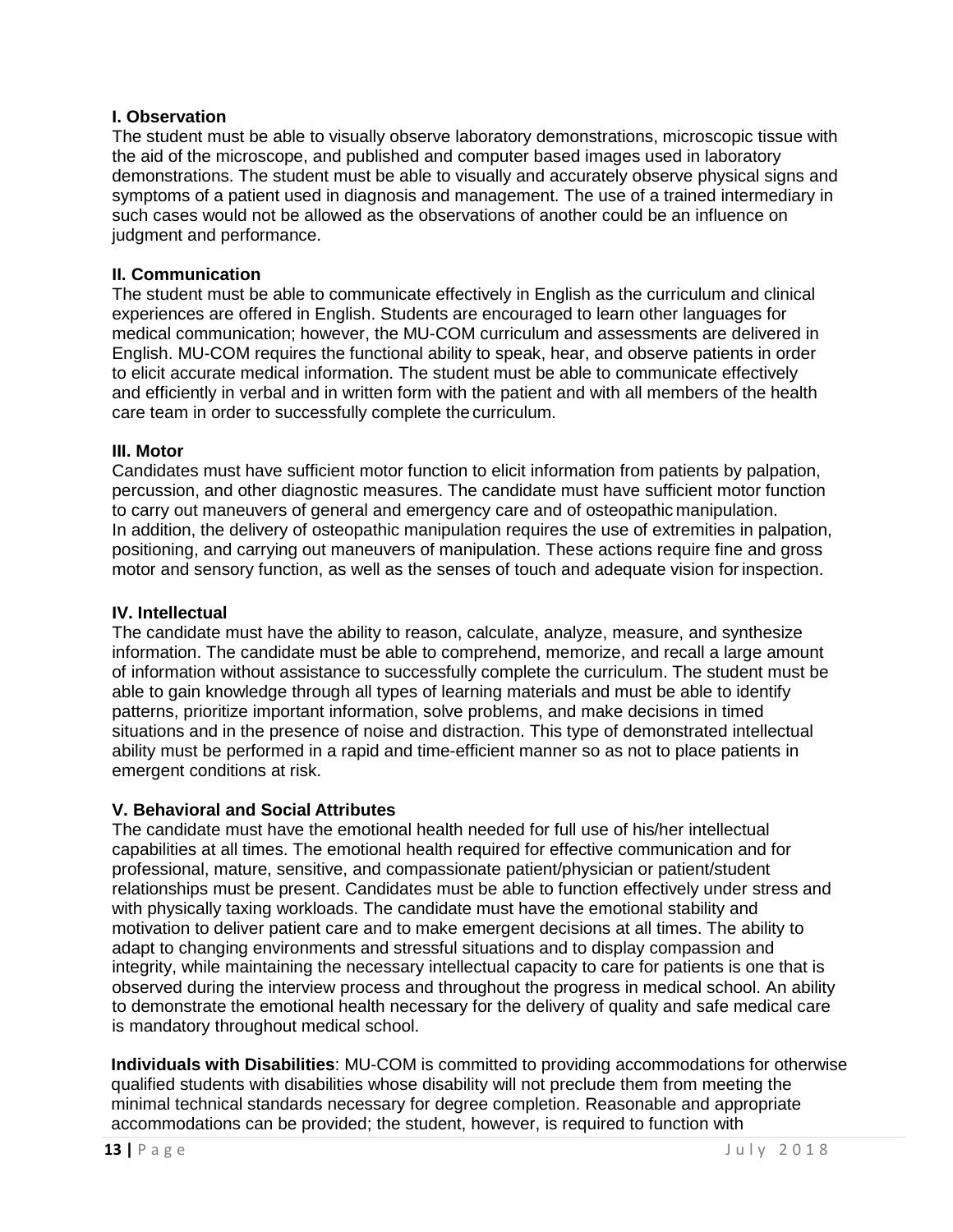**I. Observation**

The student must be able to visually observe laboratory demonstrations, microscopic tissue with the aid of the microscope, and published and computer based images used in laboratory demonstrations. The student must be able to visually and accurately observe physical signs and symptoms of a patient used in diagnosis and management. The use of a trained intermediary in such cases would not be allowed as the observations of another could be an influence on judgment and performance.

**II. Communication**

The student must be able to communicate effectively in English as the curriculum and clinical experiences are offered in English. Students are encouraged to learn other languages for medical communication; however, the MU-COM curriculum and assessments are delivered in English. MU-COM requires the functional ability to speak, hear, and observe patients in order to elicit accurate medical information. The student must be able to communicate effectively and efficiently in verbal and in written form with the patient and with all members of the health care team in order to successfully complete the curriculum.

**III. Motor**

Candidates must have sufficient motor function to elicit information from patients by palpation, percussion, and other diagnostic measures. The candidate must have sufficient motor function to carry out maneuvers of general and emergency care and of osteopathic manipulation. In addition, the delivery of osteopathic manipulation requires the use of extremities in palpation, positioning, and carrying out maneuvers of manipulation. These actions require fine and gross motor and sensory function, as well as the senses of touch and adequate vision for inspection.

**IV. Intellectual**

The candidate must have the ability to reason, calculate, analyze, measure, and synthesize information. The candidate must be able to comprehend, memorize, and recall a large amount of information without assistance to successfully complete the curriculum. The student must be able to gain knowledge through all types of learning materials and must be able to identify patterns, prioritize important information, solve problems, and make decisions in timed situations and in the presence of noise and distraction. This type of demonstrated intellectual ability must be performed in a rapid and time-efficient manner so as not to place patients in emergent conditions at risk.

**V. Behavioral and Social Attributes**

The candidate must have the emotional health needed for full use of his/her intellectual capabilities at all times. The emotional health required for effective communication and for professional, mature, sensitive, and compassionate patient/physician or patient/student relationships must be present. Candidates must be able to function effectively under stress and with physically taxing workloads. The candidate must have the emotional stability and motivation to deliver patient care and to make emergent decisions at all times. The ability to adapt to changing environments and stressful situations and to display compassion and integrity, while maintaining the necessary intellectual capacity to care for patients is one that is observed during the interview process and throughout the progress in medical school. An ability to demonstrate the emotional health necessary for the delivery of quality and safe medical care is mandatory throughout medical school.

**Individuals with Disabilities**: MU-COM is committed to providing accommodations for otherwise qualified students with disabilities whose disability will not preclude them from meeting the minimal technical standards necessary for degree completion. Reasonable and appropriate accommodations can be provided; the student, however, is required to function with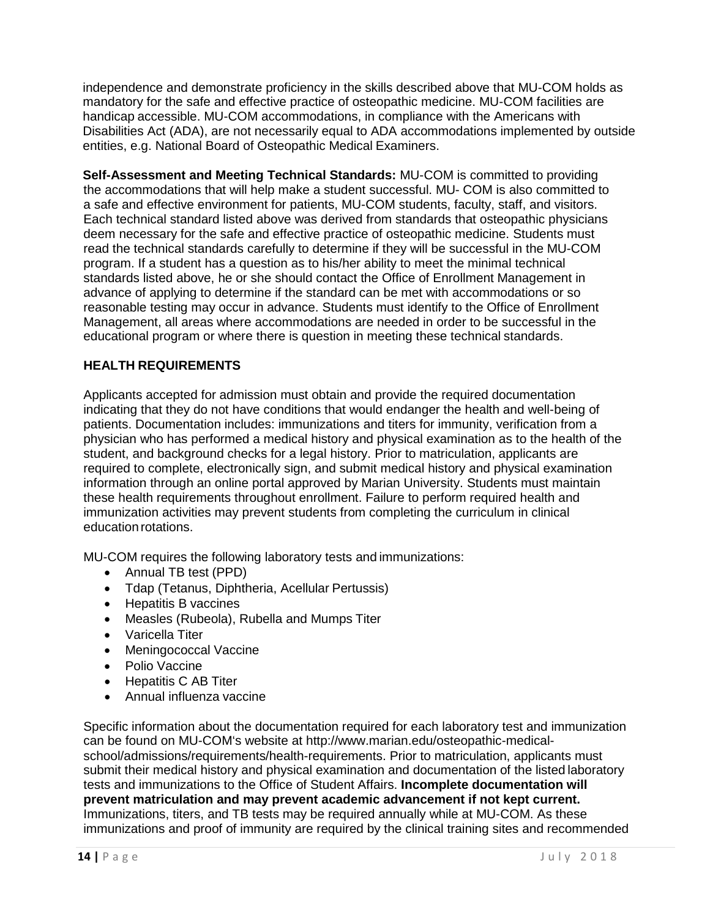independence and demonstrate proficiency in the skills described above that MU-COM holds as mandatory for the safe and effective practice of osteopathic medicine. MU-COM facilities are handicap accessible. MU-COM accommodations, in compliance with the Americans with Disabilities Act (ADA), are not necessarily equal to ADA accommodations implemented by outside entities, e.g. National Board of Osteopathic Medical Examiners.

**Self-Assessment and Meeting Technical Standards:** MU-COM is committed to providing the accommodations that will help make a student successful. MU- COM is also committed to a safe and effective environment for patients, MU-COM students, faculty, staff, and visitors. Each technical standard listed above was derived from standards that osteopathic physicians deem necessary for the safe and effective practice of osteopathic medicine. Students must read the technical standards carefully to determine if they will be successful in the MU-COM program. If a student has a question as to his/her ability to meet the minimal technical standards listed above, he or she should contact the Office of Enrollment Management in advance of applying to determine if the standard can be met with accommodations or so reasonable testing may occur in advance. Students must identify to the Office of Enrollment Management, all areas where accommodations are needed in order to be successful in the educational program or where there is question in meeting these technical standards.

## HEALTH REQUIREMENTS

Applicants accepted for admission must obtain and provide the required documentation indicating that they do not have conditions that would endanger the health and well-being of patients. Documentation includes: immunizations and titers for immunity, verification from a physician who has performed a medical history and physical examination as to the health of the student, and background checks for a legal history. Prior to matriculation, applicants are required to complete, electronically sign, and submit medical history and physical examination information through an online portal approved by Marian University. Students must maintain these health requirements throughout enrollment. Failure to perform required health and immunization activities may prevent students from completing the curriculum in clinical education rotations.

MU-COM requires the following laboratory tests and immunizations:

- Annual TB test (PPD)
- Tdap (Tetanus, Diphtheria, Acellular Pertussis)
- Hepatitis B vaccines
- Measles (Rubeola), Rubella and Mumps Titer
- Varicella Titer
- Meningococcal Vaccine
- Polio Vaccine
- Hepatitis C AB Titer
- Annual influenza vaccine

Specific information about the documentation required for each laboratory test and immunization can be found on MU-COM's website at http://www.marian.edu/osteopathic-medical-school/admissions/requirements/health-requirements. Prior to matriculation, applicants must submit their medical history and physical examination and documentation of the listed laboratory tests and immunizations to the Office of Student Affairs. **Incomplete documentation will prevent matriculation and may prevent academic advancement if not kept current.** Immunizations, titers, and TB tests may be required annually while at MU-COM. As these immunizations and proof of immunity are required by the clinical training sites and recommended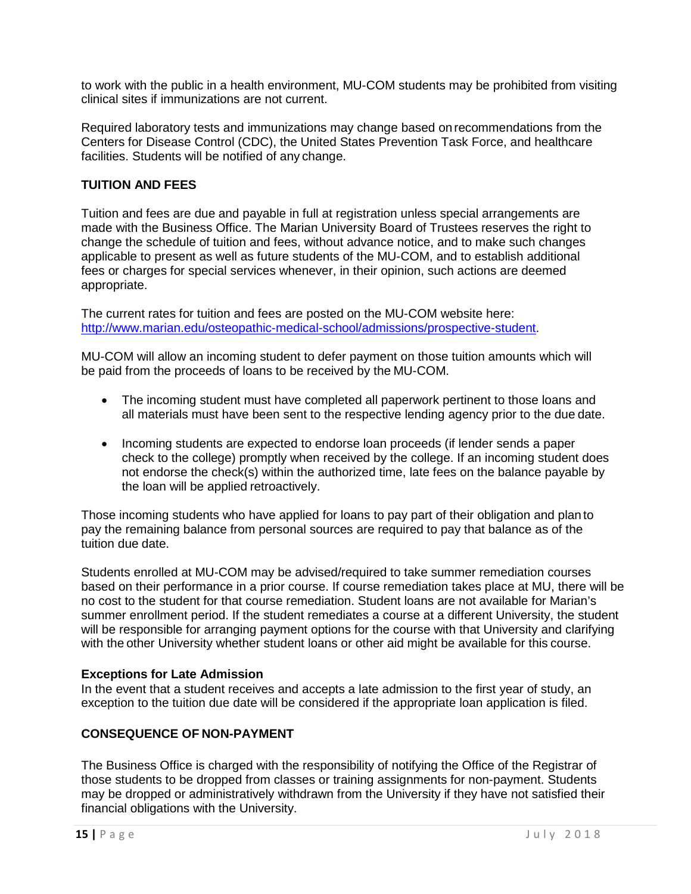to work with the public in a health environment, MU-COM students may be prohibited from visiting clinical sites if immunizations are not current.

Required laboratory tests and immunizations may change based on recommendations from the Centers for Disease Control (CDC), the United States Prevention Task Force, and healthcare facilities. Students will be notified of any change.

## TUITION AND FEES

Tuition and fees are due and payable in full at registration unless special arrangements are made with the Business Office. The Marian University Board of Trustees reserves the right to change the schedule of tuition and fees, without advance notice, and to make such changes applicable to present as well as future students of the MU-COM, and to establish additional fees or charges for special services whenever, in their opinion, such actions are deemed appropriate.

The current rates for tuition and fees are posted on the MU-COM website here: [http://www.marian.edu/osteopathic-medical-school/admissions/prospective-student](http://www.marian.edu/osteopathic-medical-school/admissions/prospective-student).

MU-COM will allow an incoming student to defer payment on those tuition amounts which will be paid from the proceeds of loans to be received by the MU-COM.

- The incoming student must have completed all paperwork pertinent to those loans and all materials must have been sent to the respective lending agency prior to the due date.
- Incoming students are expected to endorse loan proceeds (if lender sends a paper check to the college) promptly when received by the college. If an incoming student does not endorse the check(s) within the authorized time, late fees on the balance payable by the loan will be applied retroactively.

Those incoming students who have applied for loans to pay part of their obligation and plan to pay the remaining balance from personal sources are required to pay that balance as of the tuition due date.

Students enrolled at MU-COM may be advised/required to take summer remediation courses based on their performance in a prior course. If course remediation takes place at MU, there will be no cost to the student for that course remediation. Student loans are not available for Marian's summer enrollment period. If the student remediates a course at a different University, the student will be responsible for arranging payment options for the course with that University and clarifying with the other University whether student loans or other aid might be available for this course.

### Exceptions for Late Admission

In the event that a student receives and accepts a late admission to the first year of study, an exception to the tuition due date will be considered if the appropriate loan application is filed.

## CONSEQUENCE OF NON-PAYMENT

The Business Office is charged with the responsibility of notifying the Office of the Registrar of those students to be dropped from classes or training assignments for non-payment. Students may be dropped or administratively withdrawn from the University if they have not satisfied their financial obligations with the University.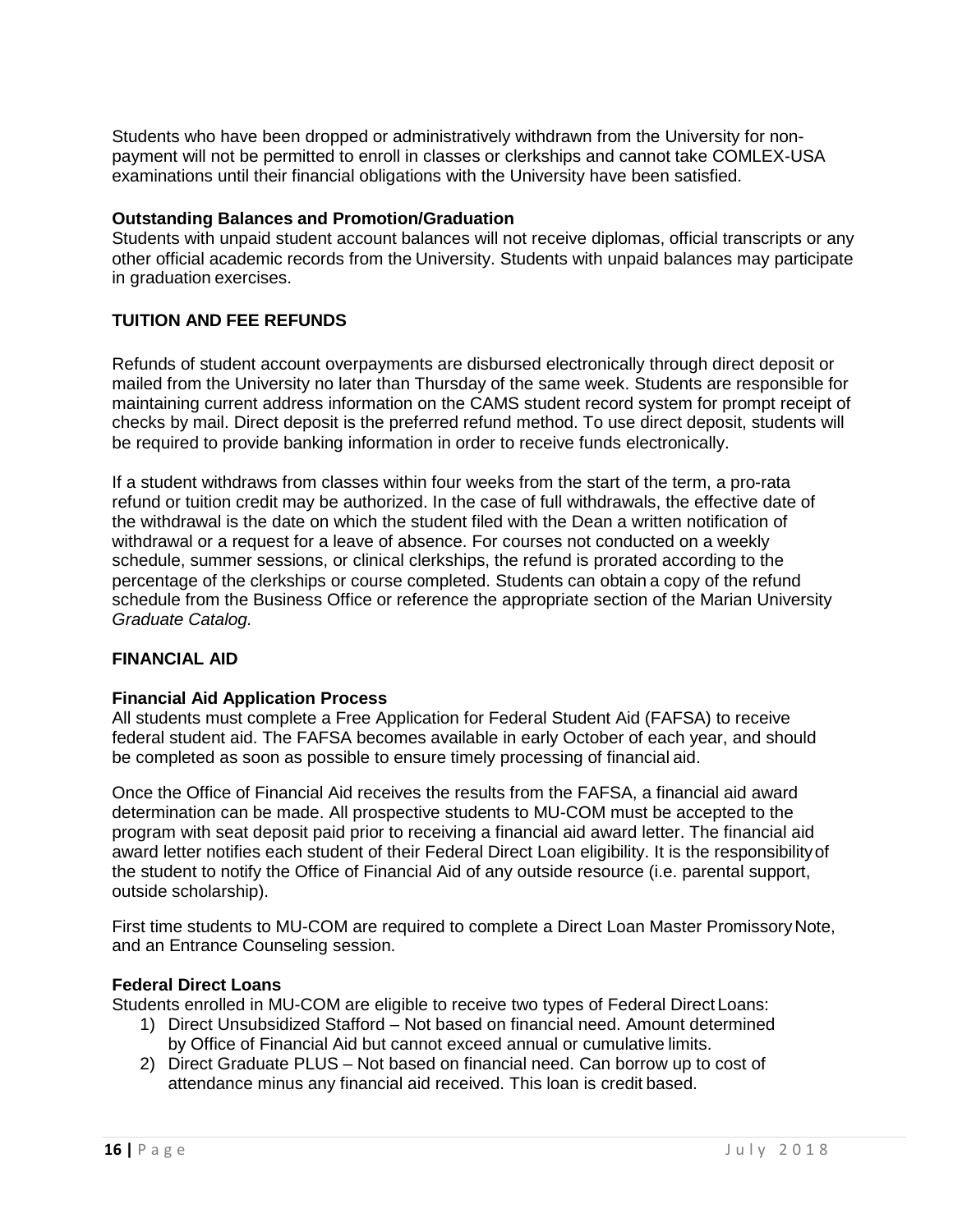Students who have been dropped or administratively withdrawn from the University for non-payment will not be permitted to enroll in classes or clerkships and cannot take COMLEX-USA examinations until their financial obligations with the University have been satisfied.

### Outstanding Balances and Promotion/Graduation

Students with unpaid student account balances will not receive diplomas, official transcripts or any other official academic records from the University. Students with unpaid balances may participate in graduation exercises.

## TUITION AND FEE REFUNDS

Refunds of student account overpayments are disbursed electronically through direct deposit or mailed from the University no later than Thursday of the same week. Students are responsible for maintaining current address information on the CAMS student record system for prompt receipt of checks by mail. Direct deposit is the preferred refund method. To use direct deposit, students will be required to provide banking information in order to receive funds electronically.

If a student withdraws from classes within four weeks from the start of the term, a pro-rata refund or tuition credit may be authorized. In the case of full withdrawals, the effective date of the withdrawal is the date on which the student filed with the Dean a written notification of withdrawal or a request for a leave of absence. For courses not conducted on a weekly schedule, summer sessions, or clinical clerkships, the refund is prorated according to the percentage of the clerkships or course completed. Students can obtain a copy of the refund schedule from the Business Office or reference the appropriate section of the Marian University *Graduate Catalog.*

## FINANCIAL AID

### Financial Aid Application Process

All students must complete a Free Application for Federal Student Aid (FAFSA) to receive federal student aid. The FAFSA becomes available in early October of each year, and should be completed as soon as possible to ensure timely processing of financial aid.

Once the Office of Financial Aid receives the results from the FAFSA, a financial aid award determination can be made. All prospective students to MU-COM must be accepted to the program with seat deposit paid prior to receiving a financial aid award letter. The financial aid award letter notifies each student of their Federal Direct Loan eligibility. It is the responsibility of the student to notify the Office of Financial Aid of any outside resource (i.e. parental support, outside scholarship).

First time students to MU-COM are required to complete a Direct Loan Master Promissory Note, and an Entrance Counseling session.

### Federal Direct Loans

Students enrolled in MU-COM are eligible to receive two types of Federal Direct Loans:

1) Direct Unsubsidized Stafford – Not based on financial need. Amount determined by Office of Financial Aid but cannot exceed annual or cumulative limits.
2) Direct Graduate PLUS – Not based on financial need. Can borrow up to cost of attendance minus any financial aid received. This loan is credit based.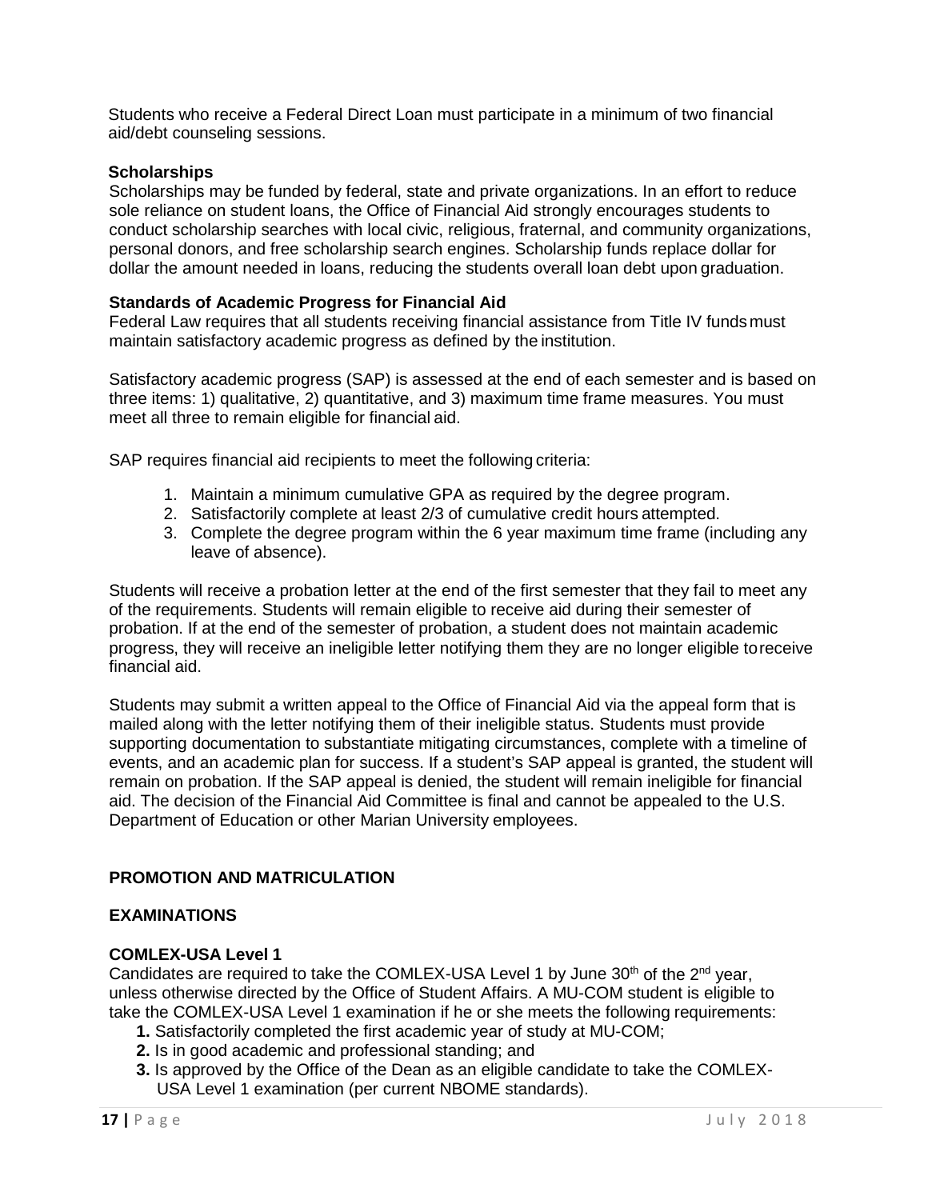Students who receive a Federal Direct Loan must participate in a minimum of two financial aid/debt counseling sessions.

### Scholarships

Scholarships may be funded by federal, state and private organizations. In an effort to reduce sole reliance on student loans, the Office of Financial Aid strongly encourages students to conduct scholarship searches with local civic, religious, fraternal, and community organizations, personal donors, and free scholarship search engines. Scholarship funds replace dollar for dollar the amount needed in loans, reducing the students overall loan debt upon graduation.

### Standards of Academic Progress for Financial Aid

Federal Law requires that all students receiving financial assistance from Title IV funds must maintain satisfactory academic progress as defined by the institution.

Satisfactory academic progress (SAP) is assessed at the end of each semester and is based on three items: 1) qualitative, 2) quantitative, and 3) maximum time frame measures. You must meet all three to remain eligible for financial aid.

SAP requires financial aid recipients to meet the following criteria:

1. Maintain a minimum cumulative GPA as required by the degree program.
2. Satisfactorily complete at least 2/3 of cumulative credit hours attempted.
3. Complete the degree program within the 6 year maximum time frame (including any leave of absence).

Students will receive a probation letter at the end of the first semester that they fail to meet any of the requirements. Students will remain eligible to receive aid during their semester of probation. If at the end of the semester of probation, a student does not maintain academic progress, they will receive an ineligible letter notifying them they are no longer eligible to receive financial aid.

Students may submit a written appeal to the Office of Financial Aid via the appeal form that is mailed along with the letter notifying them of their ineligible status. Students must provide supporting documentation to substantiate mitigating circumstances, complete with a timeline of events, and an academic plan for success. If a student's SAP appeal is granted, the student will remain on probation. If the SAP appeal is denied, the student will remain ineligible for financial aid. The decision of the Financial Aid Committee is final and cannot be appealed to the U.S. Department of Education or other Marian University employees.

## PROMOTION AND MATRICULATION

## EXAMINATIONS

### COMLEX-USA Level 1

Candidates are required to take the COMLEX-USA Level 1 by June 30th of the 2nd year, unless otherwise directed by the Office of Student Affairs. A MU-COM student is eligible to take the COMLEX-USA Level 1 examination if he or she meets the following requirements:

1. Satisfactorily completed the first academic year of study at MU-COM;
2. Is in good academic and professional standing; and
3. Is approved by the Office of the Dean as an eligible candidate to take the COMLEX-USA Level 1 examination (per current NBOME standards).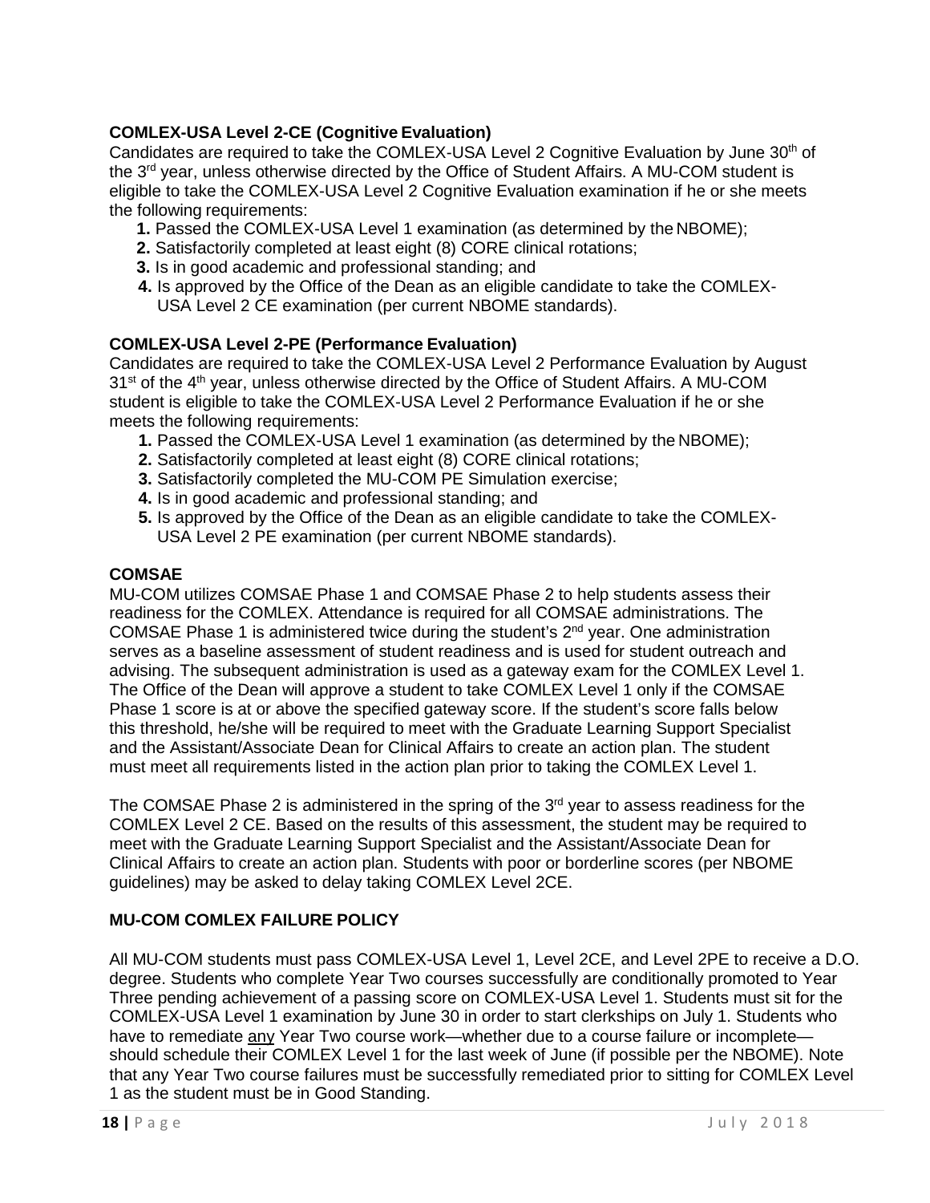**COMLEX-USA Level 2-CE (Cognitive Evaluation)**

Candidates are required to take the COMLEX-USA Level 2 Cognitive Evaluation by June 30th of the 3rd year, unless otherwise directed by the Office of Student Affairs. A MU-COM student is eligible to take the COMLEX-USA Level 2 Cognitive Evaluation examination if he or she meets the following requirements:

1. Passed the COMLEX-USA Level 1 examination (as determined by the NBOME);
2. Satisfactorily completed at least eight (8) CORE clinical rotations;
3. Is in good academic and professional standing; and
4. Is approved by the Office of the Dean as an eligible candidate to take the COMLEX-USA Level 2 CE examination (per current NBOME standards).

**COMLEX-USA Level 2-PE (Performance Evaluation)**

Candidates are required to take the COMLEX-USA Level 2 Performance Evaluation by August 31st of the 4th year, unless otherwise directed by the Office of Student Affairs. A MU-COM student is eligible to take the COMLEX-USA Level 2 Performance Evaluation if he or she meets the following requirements:

1. Passed the COMLEX-USA Level 1 examination (as determined by the NBOME);
2. Satisfactorily completed at least eight (8) CORE clinical rotations;
3. Satisfactorily completed the MU-COM PE Simulation exercise;
4. Is in good academic and professional standing; and
5. Is approved by the Office of the Dean as an eligible candidate to take the COMLEX-USA Level 2 PE examination (per current NBOME standards).

**COMSAE**

MU-COM utilizes COMSAE Phase 1 and COMSAE Phase 2 to help students assess their readiness for the COMLEX. Attendance is required for all COMSAE administrations. The COMSAE Phase 1 is administered twice during the student's 2nd year. One administration serves as a baseline assessment of student readiness and is used for student outreach and advising. The subsequent administration is used as a gateway exam for the COMLEX Level 1. The Office of the Dean will approve a student to take COMLEX Level 1 only if the COMSAE Phase 1 score is at or above the specified gateway score. If the student's score falls below this threshold, he/she will be required to meet with the Graduate Learning Support Specialist and the Assistant/Associate Dean for Clinical Affairs to create an action plan. The student must meet all requirements listed in the action plan prior to taking the COMLEX Level 1.

The COMSAE Phase 2 is administered in the spring of the 3rd year to assess readiness for the COMLEX Level 2 CE. Based on the results of this assessment, the student may be required to meet with the Graduate Learning Support Specialist and the Assistant/Associate Dean for Clinical Affairs to create an action plan. Students with poor or borderline scores (per NBOME guidelines) may be asked to delay taking COMLEX Level 2CE.

**MU-COM COMLEX FAILURE POLICY**

All MU-COM students must pass COMLEX-USA Level 1, Level 2CE, and Level 2PE to receive a D.O. degree. Students who complete Year Two courses successfully are conditionally promoted to Year Three pending achievement of a passing score on COMLEX-USA Level 1. Students must sit for the COMLEX-USA Level 1 examination by June 30 in order to start clerkships on July 1. Students who have to remediate any Year Two course work—whether due to a course failure or incomplete—should schedule their COMLEX Level 1 for the last week of June (if possible per the NBOME). Note that any Year Two course failures must be successfully remediated prior to sitting for COMLEX Level 1 as the student must be in Good Standing.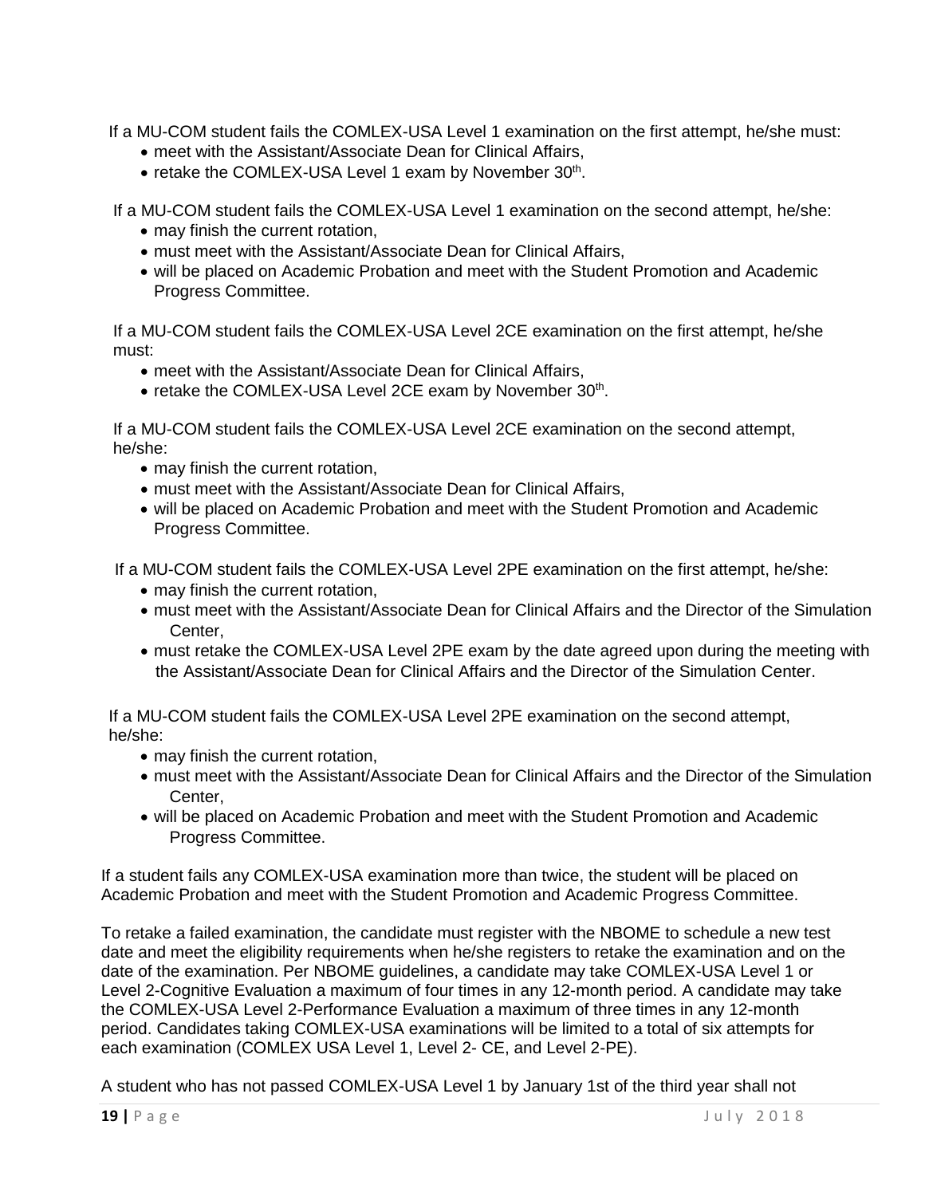If a MU-COM student fails the COMLEX-USA Level 1 examination on the first attempt, he/she must:

- meet with the Assistant/Associate Dean for Clinical Affairs,
- retake the COMLEX-USA Level 1 exam by November 30th.

If a MU-COM student fails the COMLEX-USA Level 1 examination on the second attempt, he/she:

- may finish the current rotation,
- must meet with the Assistant/Associate Dean for Clinical Affairs,
- will be placed on Academic Probation and meet with the Student Promotion and Academic Progress Committee.

If a MU-COM student fails the COMLEX-USA Level 2CE examination on the first attempt, he/she must:

- meet with the Assistant/Associate Dean for Clinical Affairs,
- retake the COMLEX-USA Level 2CE exam by November 30th.

If a MU-COM student fails the COMLEX-USA Level 2CE examination on the second attempt, he/she:

- may finish the current rotation,
- must meet with the Assistant/Associate Dean for Clinical Affairs,
- will be placed on Academic Probation and meet with the Student Promotion and Academic Progress Committee.

If a MU-COM student fails the COMLEX-USA Level 2PE examination on the first attempt, he/she:

- may finish the current rotation,
- must meet with the Assistant/Associate Dean for Clinical Affairs and the Director of the Simulation Center,
- must retake the COMLEX-USA Level 2PE exam by the date agreed upon during the meeting with the Assistant/Associate Dean for Clinical Affairs and the Director of the Simulation Center.

If a MU-COM student fails the COMLEX-USA Level 2PE examination on the second attempt, he/she:

- may finish the current rotation,
- must meet with the Assistant/Associate Dean for Clinical Affairs and the Director of the Simulation Center,
- will be placed on Academic Probation and meet with the Student Promotion and Academic Progress Committee.

If a student fails any COMLEX-USA examination more than twice, the student will be placed on Academic Probation and meet with the Student Promotion and Academic Progress Committee.

To retake a failed examination, the candidate must register with the NBOME to schedule a new test date and meet the eligibility requirements when he/she registers to retake the examination and on the date of the examination. Per NBOME guidelines, a candidate may take COMLEX-USA Level 1 or Level 2-Cognitive Evaluation a maximum of four times in any 12-month period. A candidate may take the COMLEX-USA Level 2-Performance Evaluation a maximum of three times in any 12-month period. Candidates taking COMLEX-USA examinations will be limited to a total of six attempts for each examination (COMLEX USA Level 1, Level 2- CE, and Level 2-PE).

A student who has not passed COMLEX-USA Level 1 by January 1st of the third year shall not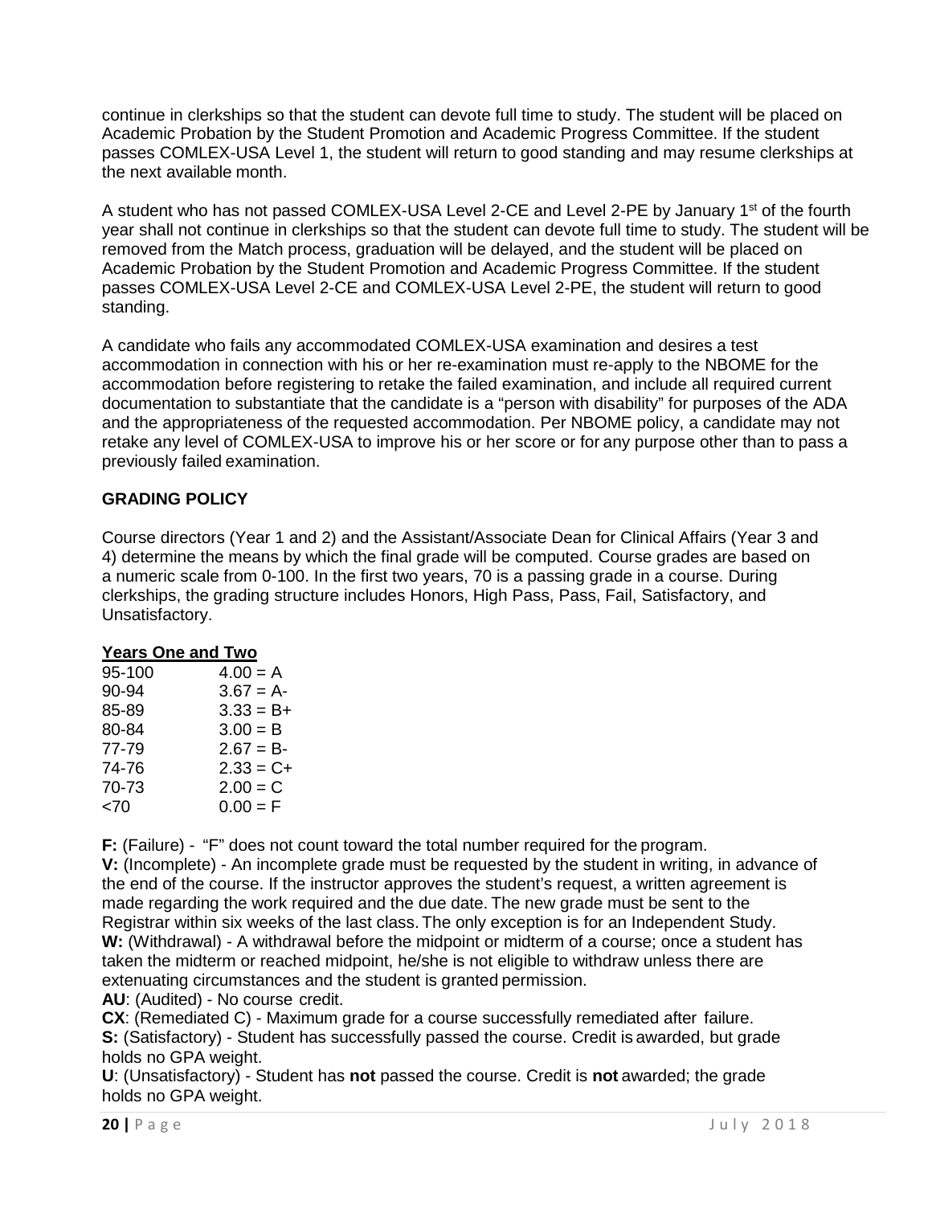continue in clerkships so that the student can devote full time to study. The student will be placed on Academic Probation by the Student Promotion and Academic Progress Committee. If the student passes COMLEX-USA Level 1, the student will return to good standing and may resume clerkships at the next available month.

A student who has not passed COMLEX-USA Level 2-CE and Level 2-PE by January 1st of the fourth year shall not continue in clerkships so that the student can devote full time to study. The student will be removed from the Match process, graduation will be delayed, and the student will be placed on Academic Probation by the Student Promotion and Academic Progress Committee. If the student passes COMLEX-USA Level 2-CE and COMLEX-USA Level 2-PE, the student will return to good standing.

A candidate who fails any accommodated COMLEX-USA examination and desires a test accommodation in connection with his or her re-examination must re-apply to the NBOME for the accommodation before registering to retake the failed examination, and include all required current documentation to substantiate that the candidate is a "person with disability" for purposes of the ADA and the appropriateness of the requested accommodation. Per NBOME policy, a candidate may not retake any level of COMLEX-USA to improve his or her score or for any purpose other than to pass a previously failed examination.

**GRADING POLICY**

Course directors (Year 1 and 2) and the Assistant/Associate Dean for Clinical Affairs (Year 3 and 4) determine the means by which the final grade will be computed. Course grades are based on a numeric scale from 0-100. In the first two years, 70 is a passing grade in a course. During clerkships, the grading structure includes Honors, High Pass, Pass, Fail, Satisfactory, and Unsatisfactory.

**Years One and Two**

| | |
|---|---|
| 95-100 | 4.00 = A |
| 90-94 | 3.67 = A- |
| 85-89 | 3.33 = B+ |
| 80-84 | 3.00 = B |
| 77-79 | 2.67 = B- |
| 74-76 | 2.33 = C+ |
| 70-73 | 2.00 = C |
| <70 | 0.00 = F |

**F:** (Failure) - "F" does not count toward the total number required for the program.
**V:** (Incomplete) - An incomplete grade must be requested by the student in writing, in advance of the end of the course. If the instructor approves the student's request, a written agreement is made regarding the work required and the due date. The new grade must be sent to the Registrar within six weeks of the last class. The only exception is for an Independent Study.
**W:** (Withdrawal) - A withdrawal before the midpoint or midterm of a course; once a student has taken the midterm or reached midpoint, he/she is not eligible to withdraw unless there are extenuating circumstances and the student is granted permission.
**AU**: (Audited) - No course credit.
**CX**: (Remediated C) - Maximum grade for a course successfully remediated after failure.
**S:** (Satisfactory) - Student has successfully passed the course. Credit is awarded, but grade holds no GPA weight.
**U**: (Unsatisfactory) - Student has **not** passed the course. Credit is **not** awarded; the grade holds no GPA weight.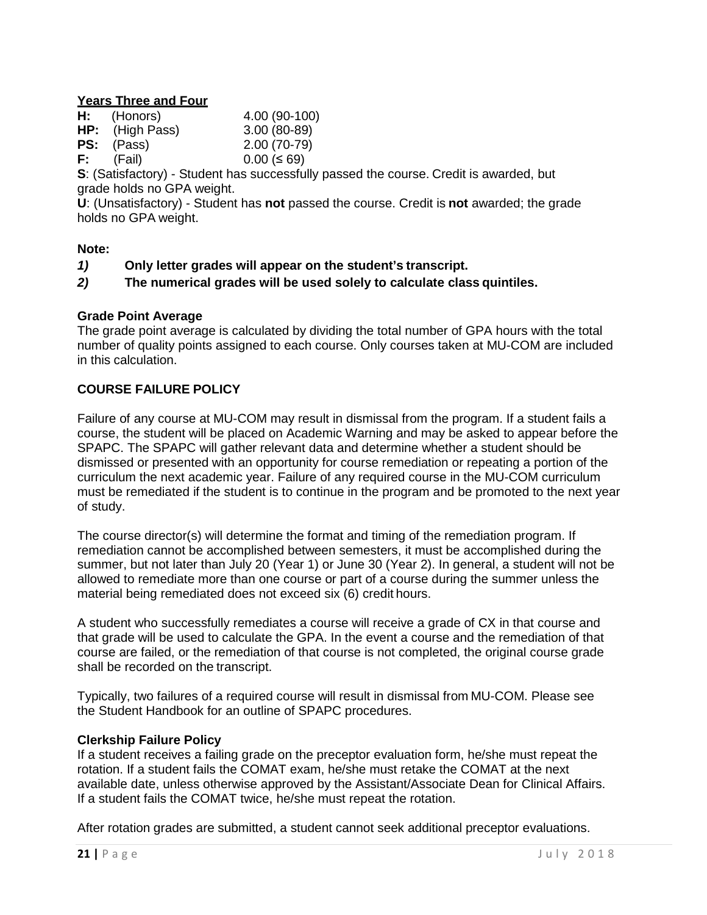**Years Three and Four**

| | | |
|---|---|---|
| **H:** | (Honors) | 4.00 (90-100) |
| **HP:** | (High Pass) | 3.00 (80-89) |
| **PS:** | (Pass) | 2.00 (70-79) |
| **F:** | (Fail) | 0.00 (≤ 69) |

**S**: (Satisfactory) - Student has successfully passed the course. Credit is awarded, but grade holds no GPA weight.

**U**: (Unsatisfactory) - Student has **not** passed the course. Credit is **not** awarded; the grade holds no GPA weight.

**Note:**

***1)*** **Only letter grades will appear on the student's transcript.**

***2)*** **The numerical grades will be used solely to calculate class quintiles.**

**Grade Point Average**

The grade point average is calculated by dividing the total number of GPA hours with the total number of quality points assigned to each course. Only courses taken at MU-COM are included in this calculation.

**COURSE FAILURE POLICY**

Failure of any course at MU-COM may result in dismissal from the program. If a student fails a course, the student will be placed on Academic Warning and may be asked to appear before the SPAPC. The SPAPC will gather relevant data and determine whether a student should be dismissed or presented with an opportunity for course remediation or repeating a portion of the curriculum the next academic year. Failure of any required course in the MU-COM curriculum must be remediated if the student is to continue in the program and be promoted to the next year of study.

The course director(s) will determine the format and timing of the remediation program. If remediation cannot be accomplished between semesters, it must be accomplished during the summer, but not later than July 20 (Year 1) or June 30 (Year 2). In general, a student will not be allowed to remediate more than one course or part of a course during the summer unless the material being remediated does not exceed six (6) credit hours.

A student who successfully remediates a course will receive a grade of CX in that course and that grade will be used to calculate the GPA. In the event a course and the remediation of that course are failed, or the remediation of that course is not completed, the original course grade shall be recorded on the transcript.

Typically, two failures of a required course will result in dismissal from MU-COM. Please see the Student Handbook for an outline of SPAPC procedures.

**Clerkship Failure Policy**

If a student receives a failing grade on the preceptor evaluation form, he/she must repeat the rotation. If a student fails the COMAT exam, he/she must retake the COMAT at the next available date, unless otherwise approved by the Assistant/Associate Dean for Clinical Affairs. If a student fails the COMAT twice, he/she must repeat the rotation.

After rotation grades are submitted, a student cannot seek additional preceptor evaluations.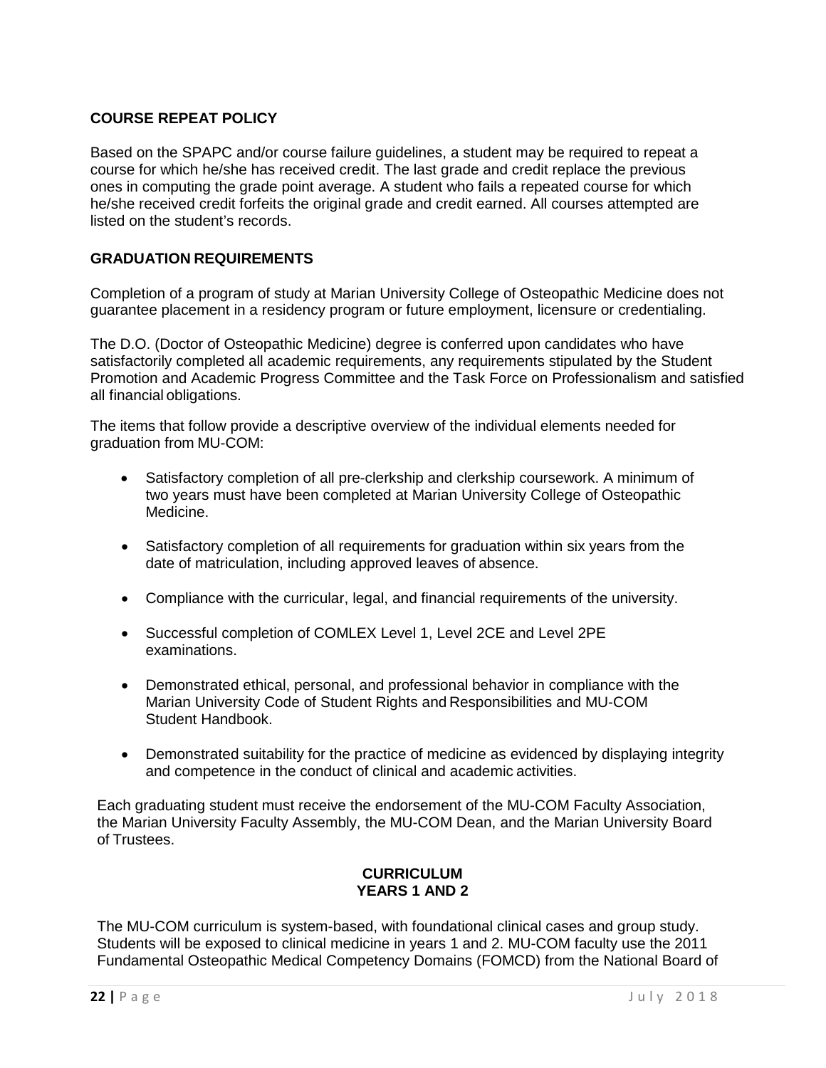## COURSE REPEAT POLICY

Based on the SPAPC and/or course failure guidelines, a student may be required to repeat a course for which he/she has received credit. The last grade and credit replace the previous ones in computing the grade point average. A student who fails a repeated course for which he/she received credit forfeits the original grade and credit earned. All courses attempted are listed on the student's records.

## GRADUATION REQUIREMENTS

Completion of a program of study at Marian University College of Osteopathic Medicine does not guarantee placement in a residency program or future employment, licensure or credentialing.

The D.O. (Doctor of Osteopathic Medicine) degree is conferred upon candidates who have satisfactorily completed all academic requirements, any requirements stipulated by the Student Promotion and Academic Progress Committee and the Task Force on Professionalism and satisfied all financial obligations.

The items that follow provide a descriptive overview of the individual elements needed for graduation from MU-COM:

- Satisfactory completion of all pre-clerkship and clerkship coursework. A minimum of two years must have been completed at Marian University College of Osteopathic Medicine.
- Satisfactory completion of all requirements for graduation within six years from the date of matriculation, including approved leaves of absence.
- Compliance with the curricular, legal, and financial requirements of the university.
- Successful completion of COMLEX Level 1, Level 2CE and Level 2PE examinations.
- Demonstrated ethical, personal, and professional behavior in compliance with the Marian University Code of Student Rights and Responsibilities and MU-COM Student Handbook.
- Demonstrated suitability for the practice of medicine as evidenced by displaying integrity and competence in the conduct of clinical and academic activities.

Each graduating student must receive the endorsement of the MU-COM Faculty Association, the Marian University Faculty Assembly, the MU-COM Dean, and the Marian University Board of Trustees.

## CURRICULUM
## YEARS 1 AND 2

The MU-COM curriculum is system-based, with foundational clinical cases and group study. Students will be exposed to clinical medicine in years 1 and 2. MU-COM faculty use the 2011 Fundamental Osteopathic Medical Competency Domains (FOMCD) from the National Board of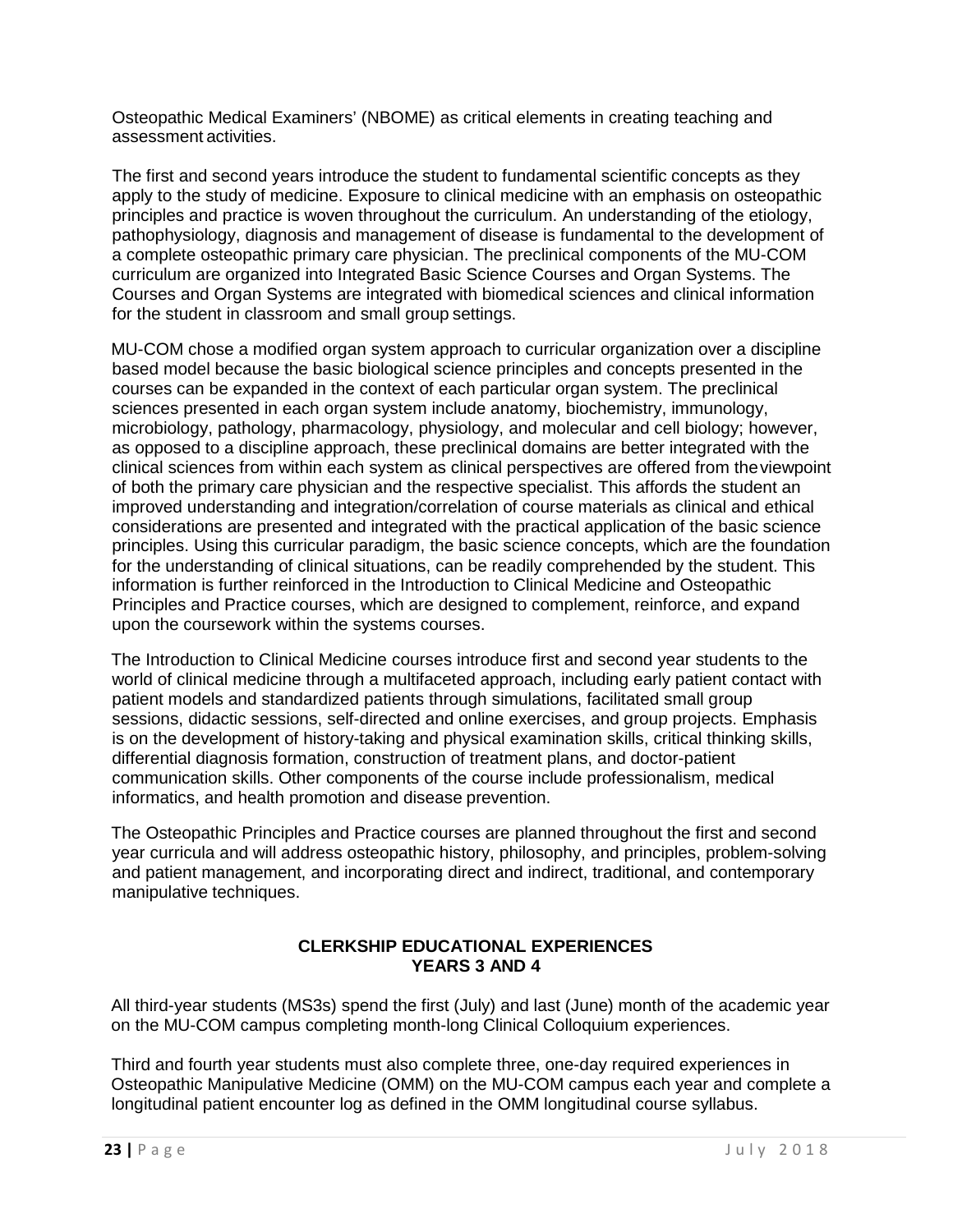Osteopathic Medical Examiners' (NBOME) as critical elements in creating teaching and assessment activities.

The first and second years introduce the student to fundamental scientific concepts as they apply to the study of medicine. Exposure to clinical medicine with an emphasis on osteopathic principles and practice is woven throughout the curriculum. An understanding of the etiology, pathophysiology, diagnosis and management of disease is fundamental to the development of a complete osteopathic primary care physician. The preclinical components of the MU-COM curriculum are organized into Integrated Basic Science Courses and Organ Systems. The Courses and Organ Systems are integrated with biomedical sciences and clinical information for the student in classroom and small group settings.

MU-COM chose a modified organ system approach to curricular organization over a discipline based model because the basic biological science principles and concepts presented in the courses can be expanded in the context of each particular organ system. The preclinical sciences presented in each organ system include anatomy, biochemistry, immunology, microbiology, pathology, pharmacology, physiology, and molecular and cell biology; however, as opposed to a discipline approach, these preclinical domains are better integrated with the clinical sciences from within each system as clinical perspectives are offered from the viewpoint of both the primary care physician and the respective specialist. This affords the student an improved understanding and integration/correlation of course materials as clinical and ethical considerations are presented and integrated with the practical application of the basic science principles. Using this curricular paradigm, the basic science concepts, which are the foundation for the understanding of clinical situations, can be readily comprehended by the student. This information is further reinforced in the Introduction to Clinical Medicine and Osteopathic Principles and Practice courses, which are designed to complement, reinforce, and expand upon the coursework within the systems courses.

The Introduction to Clinical Medicine courses introduce first and second year students to the world of clinical medicine through a multifaceted approach, including early patient contact with patient models and standardized patients through simulations, facilitated small group sessions, didactic sessions, self-directed and online exercises, and group projects. Emphasis is on the development of history-taking and physical examination skills, critical thinking skills, differential diagnosis formation, construction of treatment plans, and doctor-patient communication skills. Other components of the course include professionalism, medical informatics, and health promotion and disease prevention.

The Osteopathic Principles and Practice courses are planned throughout the first and second year curricula and will address osteopathic history, philosophy, and principles, problem-solving and patient management, and incorporating direct and indirect, traditional, and contemporary manipulative techniques.

## CLERKSHIP EDUCATIONAL EXPERIENCES YEARS 3 AND 4

All third-year students (MS3s) spend the first (July) and last (June) month of the academic year on the MU-COM campus completing month-long Clinical Colloquium experiences.

Third and fourth year students must also complete three, one-day required experiences in Osteopathic Manipulative Medicine (OMM) on the MU-COM campus each year and complete a longitudinal patient encounter log as defined in the OMM longitudinal course syllabus.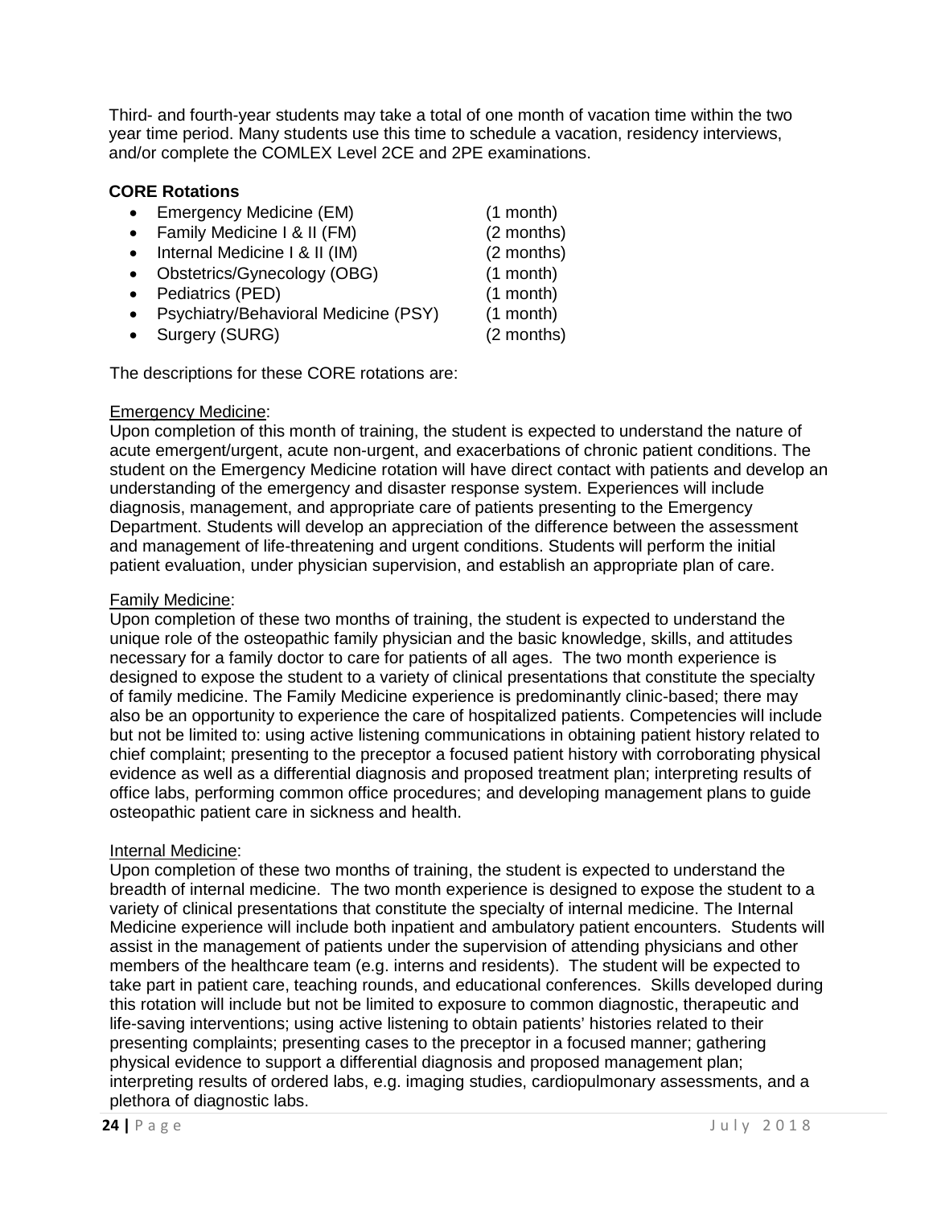Third- and fourth-year students may take a total of one month of vacation time within the two year time period. Many students use this time to schedule a vacation, residency interviews, and/or complete the COMLEX Level 2CE and 2PE examinations.

**CORE Rotations**

- Emergency Medicine (EM) (1 month)
- Family Medicine I & II (FM) (2 months)
- Internal Medicine I & II (IM) (2 months)
- Obstetrics/Gynecology (OBG) (1 month)
- Pediatrics (PED) (1 month)
- Psychiatry/Behavioral Medicine (PSY) (1 month)
- Surgery (SURG) (2 months)

The descriptions for these CORE rotations are:

Emergency Medicine:
Upon completion of this month of training, the student is expected to understand the nature of acute emergent/urgent, acute non-urgent, and exacerbations of chronic patient conditions. The student on the Emergency Medicine rotation will have direct contact with patients and develop an understanding of the emergency and disaster response system. Experiences will include diagnosis, management, and appropriate care of patients presenting to the Emergency Department. Students will develop an appreciation of the difference between the assessment and management of life-threatening and urgent conditions. Students will perform the initial patient evaluation, under physician supervision, and establish an appropriate plan of care.

Family Medicine:
Upon completion of these two months of training, the student is expected to understand the unique role of the osteopathic family physician and the basic knowledge, skills, and attitudes necessary for a family doctor to care for patients of all ages. The two month experience is designed to expose the student to a variety of clinical presentations that constitute the specialty of family medicine. The Family Medicine experience is predominantly clinic-based; there may also be an opportunity to experience the care of hospitalized patients. Competencies will include but not be limited to: using active listening communications in obtaining patient history related to chief complaint; presenting to the preceptor a focused patient history with corroborating physical evidence as well as a differential diagnosis and proposed treatment plan; interpreting results of office labs, performing common office procedures; and developing management plans to guide osteopathic patient care in sickness and health.

Internal Medicine:
Upon completion of these two months of training, the student is expected to understand the breadth of internal medicine. The two month experience is designed to expose the student to a variety of clinical presentations that constitute the specialty of internal medicine. The Internal Medicine experience will include both inpatient and ambulatory patient encounters. Students will assist in the management of patients under the supervision of attending physicians and other members of the healthcare team (e.g. interns and residents). The student will be expected to take part in patient care, teaching rounds, and educational conferences. Skills developed during this rotation will include but not be limited to exposure to common diagnostic, therapeutic and life-saving interventions; using active listening to obtain patients' histories related to their presenting complaints; presenting cases to the preceptor in a focused manner; gathering physical evidence to support a differential diagnosis and proposed management plan; interpreting results of ordered labs, e.g. imaging studies, cardiopulmonary assessments, and a plethora of diagnostic labs.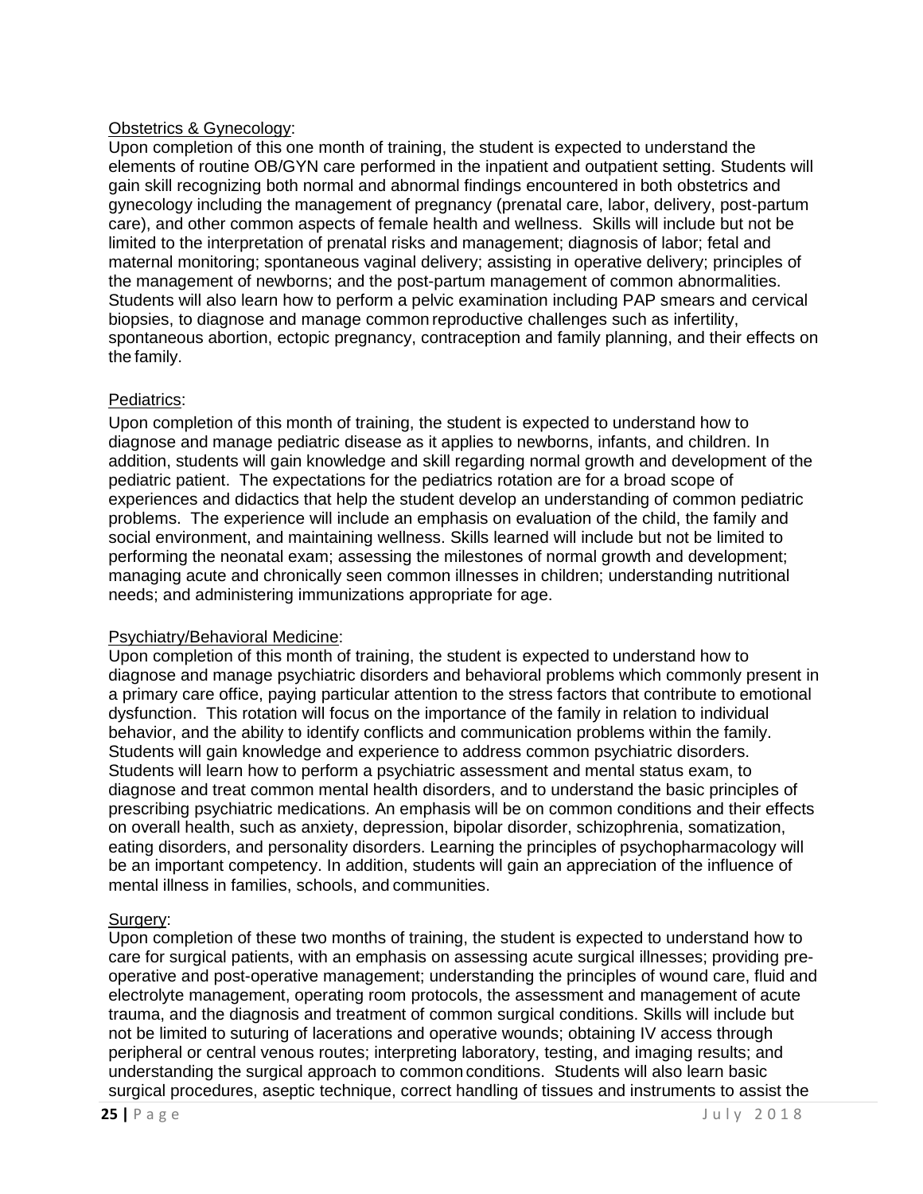<u>Obstetrics & Gynecology</u>:

Upon completion of this one month of training, the student is expected to understand the elements of routine OB/GYN care performed in the inpatient and outpatient setting. Students will gain skill recognizing both normal and abnormal findings encountered in both obstetrics and gynecology including the management of pregnancy (prenatal care, labor, delivery, post-partum care), and other common aspects of female health and wellness. Skills will include but not be limited to the interpretation of prenatal risks and management; diagnosis of labor; fetal and maternal monitoring; spontaneous vaginal delivery; assisting in operative delivery; principles of the management of newborns; and the post-partum management of common abnormalities. Students will also learn how to perform a pelvic examination including PAP smears and cervical biopsies, to diagnose and manage common reproductive challenges such as infertility, spontaneous abortion, ectopic pregnancy, contraception and family planning, and their effects on the family.

<u>Pediatrics</u>:

Upon completion of this month of training, the student is expected to understand how to diagnose and manage pediatric disease as it applies to newborns, infants, and children. In addition, students will gain knowledge and skill regarding normal growth and development of the pediatric patient. The expectations for the pediatrics rotation are for a broad scope of experiences and didactics that help the student develop an understanding of common pediatric problems. The experience will include an emphasis on evaluation of the child, the family and social environment, and maintaining wellness. Skills learned will include but not be limited to performing the neonatal exam; assessing the milestones of normal growth and development; managing acute and chronically seen common illnesses in children; understanding nutritional needs; and administering immunizations appropriate for age.

<u>Psychiatry/Behavioral Medicine</u>:

Upon completion of this month of training, the student is expected to understand how to diagnose and manage psychiatric disorders and behavioral problems which commonly present in a primary care office, paying particular attention to the stress factors that contribute to emotional dysfunction. This rotation will focus on the importance of the family in relation to individual behavior, and the ability to identify conflicts and communication problems within the family. Students will gain knowledge and experience to address common psychiatric disorders. Students will learn how to perform a psychiatric assessment and mental status exam, to diagnose and treat common mental health disorders, and to understand the basic principles of prescribing psychiatric medications. An emphasis will be on common conditions and their effects on overall health, such as anxiety, depression, bipolar disorder, schizophrenia, somatization, eating disorders, and personality disorders. Learning the principles of psychopharmacology will be an important competency. In addition, students will gain an appreciation of the influence of mental illness in families, schools, and communities.

<u>Surgery</u>:

Upon completion of these two months of training, the student is expected to understand how to care for surgical patients, with an emphasis on assessing acute surgical illnesses; providing pre-operative and post-operative management; understanding the principles of wound care, fluid and electrolyte management, operating room protocols, the assessment and management of acute trauma, and the diagnosis and treatment of common surgical conditions. Skills will include but not be limited to suturing of lacerations and operative wounds; obtaining IV access through peripheral or central venous routes; interpreting laboratory, testing, and imaging results; and understanding the surgical approach to common conditions. Students will also learn basic surgical procedures, aseptic technique, correct handling of tissues and instruments to assist the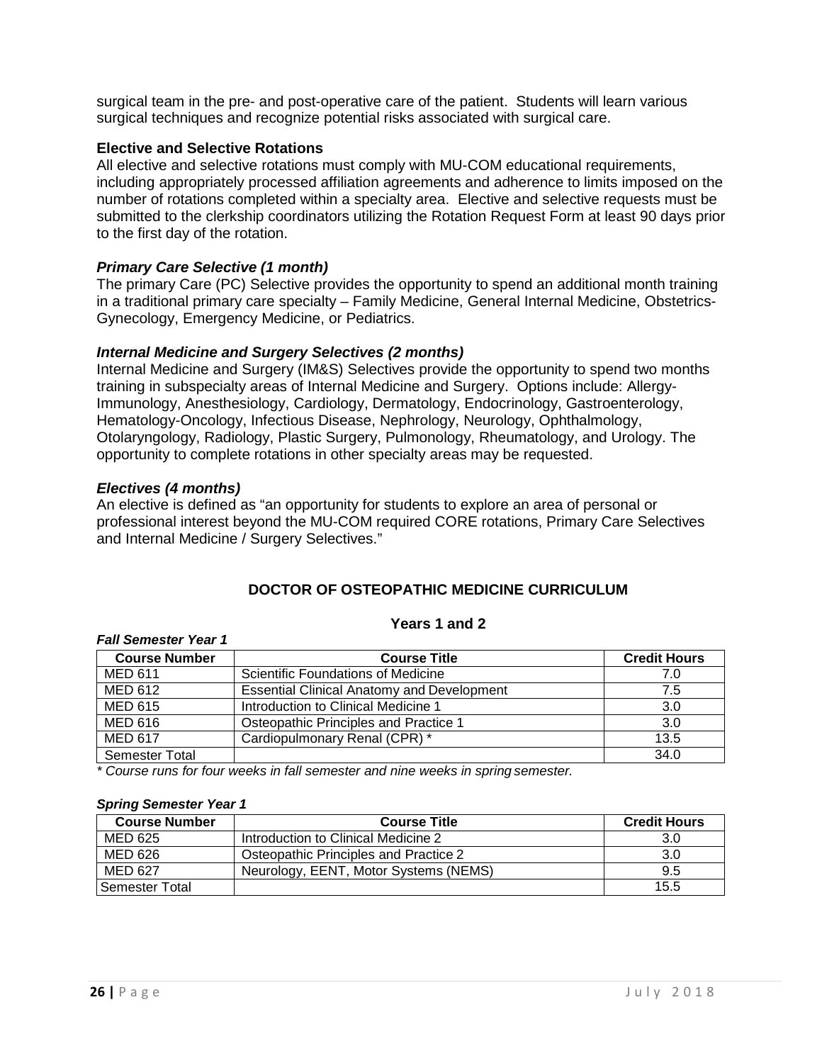surgical team in the pre- and post-operative care of the patient. Students will learn various surgical techniques and recognize potential risks associated with surgical care.

### Elective and Selective Rotations

All elective and selective rotations must comply with MU-COM educational requirements, including appropriately processed affiliation agreements and adherence to limits imposed on the number of rotations completed within a specialty area. Elective and selective requests must be submitted to the clerkship coordinators utilizing the Rotation Request Form at least 90 days prior to the first day of the rotation.

#### *Primary Care Selective (1 month)*

The primary Care (PC) Selective provides the opportunity to spend an additional month training in a traditional primary care specialty – Family Medicine, General Internal Medicine, Obstetrics-Gynecology, Emergency Medicine, or Pediatrics.

#### *Internal Medicine and Surgery Selectives (2 months)*

Internal Medicine and Surgery (IM&S) Selectives provide the opportunity to spend two months training in subspecialty areas of Internal Medicine and Surgery. Options include: Allergy-Immunology, Anesthesiology, Cardiology, Dermatology, Endocrinology, Gastroenterology, Hematology-Oncology, Infectious Disease, Nephrology, Neurology, Ophthalmology, Otolaryngology, Radiology, Plastic Surgery, Pulmonology, Rheumatology, and Urology. The opportunity to complete rotations in other specialty areas may be requested.

#### *Electives (4 months)*

An elective is defined as "an opportunity for students to explore an area of personal or professional interest beyond the MU-COM required CORE rotations, Primary Care Selectives and Internal Medicine / Surgery Selectives."

## DOCTOR OF OSTEOPATHIC MEDICINE CURRICULUM

### Years 1 and 2

***Fall Semester Year 1***

| Course Number | Course Title | Credit Hours |
|---|---|---|
| MED 611 | Scientific Foundations of Medicine | 7.0 |
| MED 612 | Essential Clinical Anatomy and Development | 7.5 |
| MED 615 | Introduction to Clinical Medicine 1 | 3.0 |
| MED 616 | Osteopathic Principles and Practice 1 | 3.0 |
| MED 617 | Cardiopulmonary Renal (CPR) * | 13.5 |
| Semester Total | | 34.0 |

*\* Course runs for four weeks in fall semester and nine weeks in spring semester.*

***Spring Semester Year 1***

| Course Number | Course Title | Credit Hours |
|---|---|---|
| MED 625 | Introduction to Clinical Medicine 2 | 3.0 |
| MED 626 | Osteopathic Principles and Practice 2 | 3.0 |
| MED 627 | Neurology, EENT, Motor Systems (NEMS) | 9.5 |
| Semester Total | | 15.5 |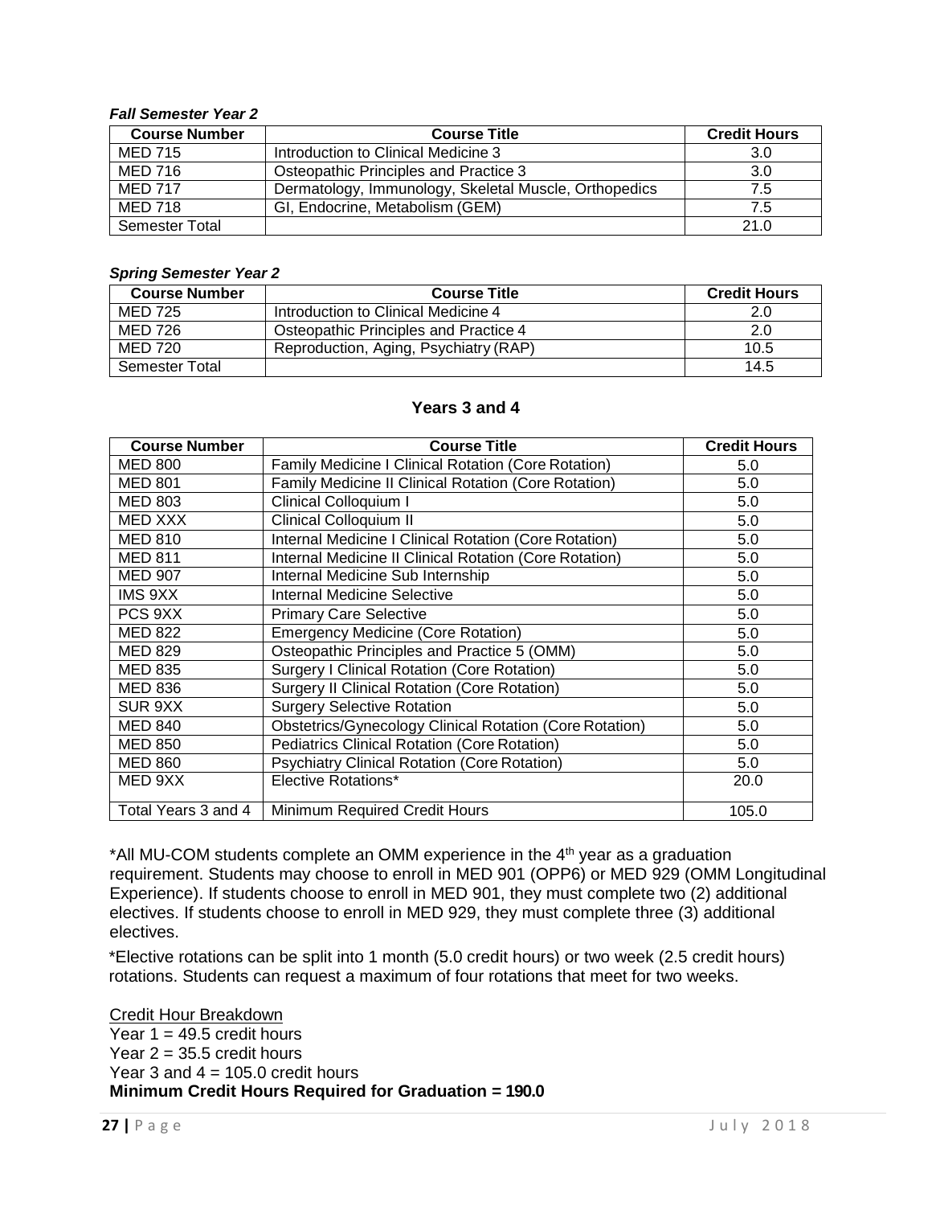***Fall Semester Year 2***

| Course Number | Course Title | Credit Hours |
|---|---|---|
| MED 715 | Introduction to Clinical Medicine 3 | 3.0 |
| MED 716 | Osteopathic Principles and Practice 3 | 3.0 |
| MED 717 | Dermatology, Immunology, Skeletal Muscle, Orthopedics | 7.5 |
| MED 718 | GI, Endocrine, Metabolism (GEM) | 7.5 |
| Semester Total | | 21.0 |

***Spring Semester Year 2***

| Course Number | Course Title | Credit Hours |
|---|---|---|
| MED 725 | Introduction to Clinical Medicine 4 | 2.0 |
| MED 726 | Osteopathic Principles and Practice 4 | 2.0 |
| MED 720 | Reproduction, Aging, Psychiatry (RAP) | 10.5 |
| Semester Total | | 14.5 |

## Years 3 and 4

| Course Number | Course Title | Credit Hours |
|---|---|---|
| MED 800 | Family Medicine I Clinical Rotation (Core Rotation) | 5.0 |
| MED 801 | Family Medicine II Clinical Rotation (Core Rotation) | 5.0 |
| MED 803 | Clinical Colloquium I | 5.0 |
| MED XXX | Clinical Colloquium II | 5.0 |
| MED 810 | Internal Medicine I Clinical Rotation (Core Rotation) | 5.0 |
| MED 811 | Internal Medicine II Clinical Rotation (Core Rotation) | 5.0 |
| MED 907 | Internal Medicine Sub Internship | 5.0 |
| IMS 9XX | Internal Medicine Selective | 5.0 |
| PCS 9XX | Primary Care Selective | 5.0 |
| MED 822 | Emergency Medicine (Core Rotation) | 5.0 |
| MED 829 | Osteopathic Principles and Practice 5 (OMM) | 5.0 |
| MED 835 | Surgery I Clinical Rotation (Core Rotation) | 5.0 |
| MED 836 | Surgery II Clinical Rotation (Core Rotation) | 5.0 |
| SUR 9XX | Surgery Selective Rotation | 5.0 |
| MED 840 | Obstetrics/Gynecology Clinical Rotation (Core Rotation) | 5.0 |
| MED 850 | Pediatrics Clinical Rotation (Core Rotation) | 5.0 |
| MED 860 | Psychiatry Clinical Rotation (Core Rotation) | 5.0 |
| MED 9XX | Elective Rotations* | 20.0 |
| Total Years 3 and 4 | Minimum Required Credit Hours | 105.0 |

*All MU-COM students complete an OMM experience in the 4th year as a graduation requirement. Students may choose to enroll in MED 901 (OPP6) or MED 929 (OMM Longitudinal Experience). If students choose to enroll in MED 901, they must complete two (2) additional electives. If students choose to enroll in MED 929, they must complete three (3) additional electives.

*Elective rotations can be split into 1 month (5.0 credit hours) or two week (2.5 credit hours) rotations. Students can request a maximum of four rotations that meet for two weeks.

<u>Credit Hour Breakdown</u>
Year 1 = 49.5 credit hours
Year 2 = 35.5 credit hours
Year 3 and 4 = 105.0 credit hours
**Minimum Credit Hours Required for Graduation = 190.0**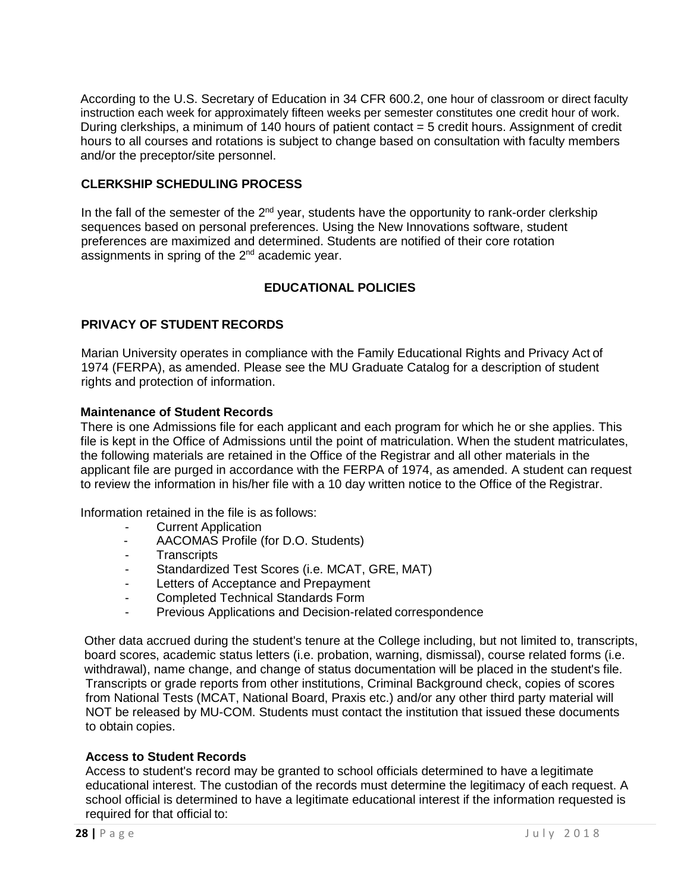According to the U.S. Secretary of Education in 34 CFR 600.2, one hour of classroom or direct faculty instruction each week for approximately fifteen weeks per semester constitutes one credit hour of work. During clerkships, a minimum of 140 hours of patient contact = 5 credit hours. Assignment of credit hours to all courses and rotations is subject to change based on consultation with faculty members and/or the preceptor/site personnel.

## CLERKSHIP SCHEDULING PROCESS

In the fall of the semester of the 2nd year, students have the opportunity to rank-order clerkship sequences based on personal preferences. Using the New Innovations software, student preferences are maximized and determined. Students are notified of their core rotation assignments in spring of the 2nd academic year.

# EDUCATIONAL POLICIES

## PRIVACY OF STUDENT RECORDS

Marian University operates in compliance with the Family Educational Rights and Privacy Act of 1974 (FERPA), as amended. Please see the MU Graduate Catalog for a description of student rights and protection of information.

### Maintenance of Student Records

There is one Admissions file for each applicant and each program for which he or she applies. This file is kept in the Office of Admissions until the point of matriculation. When the student matriculates, the following materials are retained in the Office of the Registrar and all other materials in the applicant file are purged in accordance with the FERPA of 1974, as amended. A student can request to review the information in his/her file with a 10 day written notice to the Office of the Registrar.

Information retained in the file is as follows:

- Current Application
- AACOMAS Profile (for D.O. Students)
- Transcripts
- Standardized Test Scores (i.e. MCAT, GRE, MAT)
- Letters of Acceptance and Prepayment
- Completed Technical Standards Form
- Previous Applications and Decision-related correspondence

Other data accrued during the student's tenure at the College including, but not limited to, transcripts, board scores, academic status letters (i.e. probation, warning, dismissal), course related forms (i.e. withdrawal), name change, and change of status documentation will be placed in the student's file. Transcripts or grade reports from other institutions, Criminal Background check, copies of scores from National Tests (MCAT, National Board, Praxis etc.) and/or any other third party material will NOT be released by MU-COM. Students must contact the institution that issued these documents to obtain copies.

### Access to Student Records

Access to student's record may be granted to school officials determined to have a legitimate educational interest. The custodian of the records must determine the legitimacy of each request. A school official is determined to have a legitimate educational interest if the information requested is required for that official to: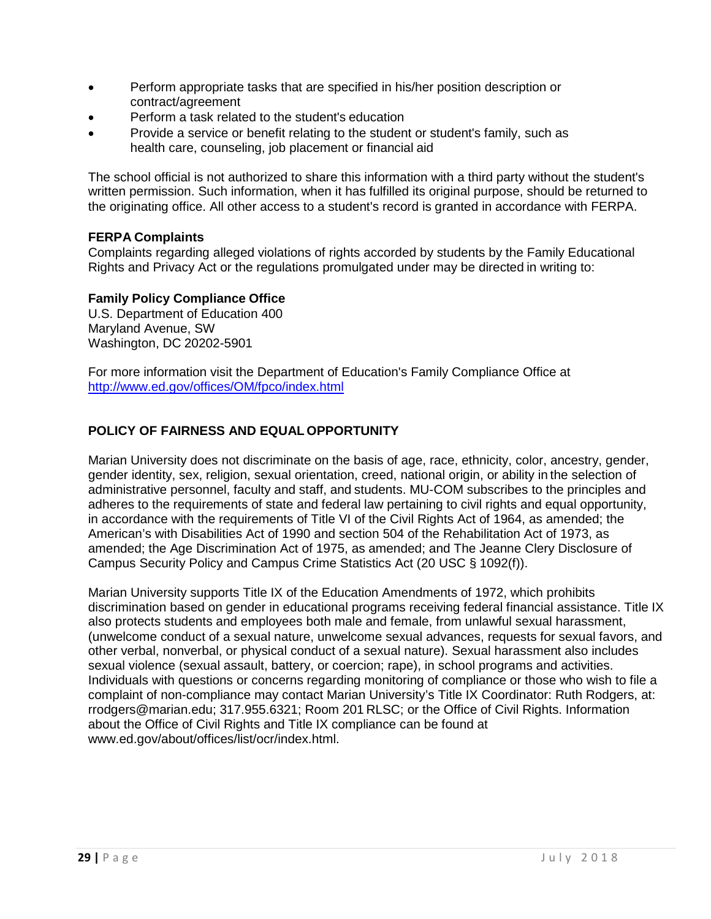- Perform appropriate tasks that are specified in his/her position description or contract/agreement
- Perform a task related to the student's education
- Provide a service or benefit relating to the student or student's family, such as health care, counseling, job placement or financial aid

The school official is not authorized to share this information with a third party without the student's written permission. Such information, when it has fulfilled its original purpose, should be returned to the originating office. All other access to a student's record is granted in accordance with FERPA.

**FERPA Complaints**
Complaints regarding alleged violations of rights accorded by students by the Family Educational Rights and Privacy Act or the regulations promulgated under may be directed in writing to:

**Family Policy Compliance Office**
U.S. Department of Education 400
Maryland Avenue, SW
Washington, DC 20202-5901

For more information visit the Department of Education's Family Compliance Office at http://www.ed.gov/offices/OM/fpco/index.html

**POLICY OF FAIRNESS AND EQUAL OPPORTUNITY**

Marian University does not discriminate on the basis of age, race, ethnicity, color, ancestry, gender, gender identity, sex, religion, sexual orientation, creed, national origin, or ability in the selection of administrative personnel, faculty and staff, and students. MU-COM subscribes to the principles and adheres to the requirements of state and federal law pertaining to civil rights and equal opportunity, in accordance with the requirements of Title VI of the Civil Rights Act of 1964, as amended; the American's with Disabilities Act of 1990 and section 504 of the Rehabilitation Act of 1973, as amended; the Age Discrimination Act of 1975, as amended; and The Jeanne Clery Disclosure of Campus Security Policy and Campus Crime Statistics Act (20 USC § 1092(f)).

Marian University supports Title IX of the Education Amendments of 1972, which prohibits discrimination based on gender in educational programs receiving federal financial assistance. Title IX also protects students and employees both male and female, from unlawful sexual harassment, (unwelcome conduct of a sexual nature, unwelcome sexual advances, requests for sexual favors, and other verbal, nonverbal, or physical conduct of a sexual nature). Sexual harassment also includes sexual violence (sexual assault, battery, or coercion; rape), in school programs and activities. Individuals with questions or concerns regarding monitoring of compliance or those who wish to file a complaint of non-compliance may contact Marian University's Title IX Coordinator: Ruth Rodgers, at: rrodgers@marian.edu; 317.955.6321; Room 201 RLSC; or the Office of Civil Rights. Information about the Office of Civil Rights and Title IX compliance can be found at www.ed.gov/about/offices/list/ocr/index.html.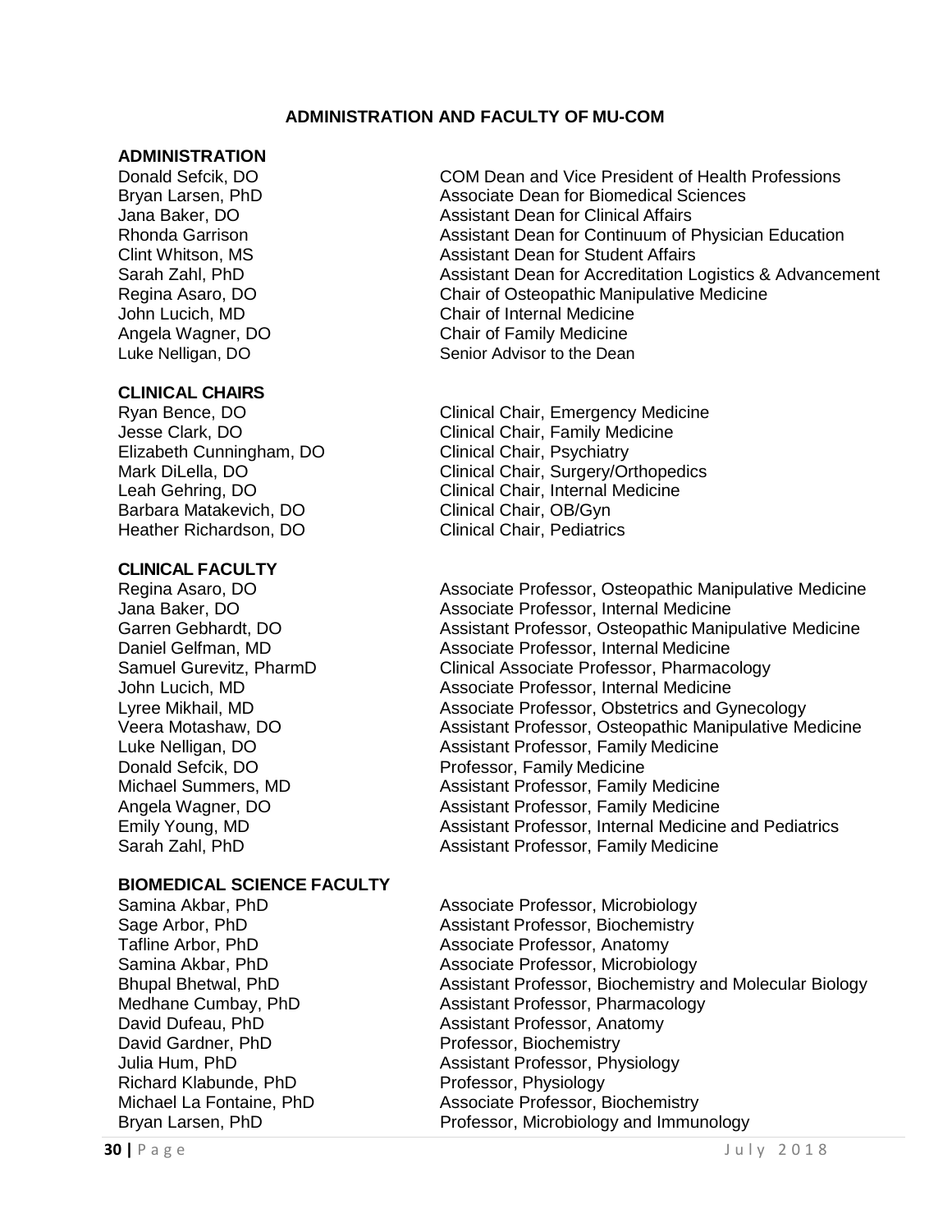## ADMINISTRATION AND FACULTY OF MU-COM

### ADMINISTRATION

| | |
|---|---|
| Donald Sefcik, DO | COM Dean and Vice President of Health Professions |
| Bryan Larsen, PhD | Associate Dean for Biomedical Sciences |
| Jana Baker, DO | Assistant Dean for Clinical Affairs |
| Rhonda Garrison | Assistant Dean for Continuum of Physician Education |
| Clint Whitson, MS | Assistant Dean for Student Affairs |
| Sarah Zahl, PhD | Assistant Dean for Accreditation Logistics & Advancement |
| Regina Asaro, DO | Chair of Osteopathic Manipulative Medicine |
| John Lucich, MD | Chair of Internal Medicine |
| Angela Wagner, DO | Chair of Family Medicine |
| Luke Nelligan, DO | Senior Advisor to the Dean |

### CLINICAL CHAIRS

| | |
|---|---|
| Ryan Bence, DO | Clinical Chair, Emergency Medicine |
| Jesse Clark, DO | Clinical Chair, Family Medicine |
| Elizabeth Cunningham, DO | Clinical Chair, Psychiatry |
| Mark DiLella, DO | Clinical Chair, Surgery/Orthopedics |
| Leah Gehring, DO | Clinical Chair, Internal Medicine |
| Barbara Matakevich, DO | Clinical Chair, OB/Gyn |
| Heather Richardson, DO | Clinical Chair, Pediatrics |

### CLINICAL FACULTY

| | |
|---|---|
| Regina Asaro, DO | Associate Professor, Osteopathic Manipulative Medicine |
| Jana Baker, DO | Associate Professor, Internal Medicine |
| Garren Gebhardt, DO | Assistant Professor, Osteopathic Manipulative Medicine |
| Daniel Gelfman, MD | Associate Professor, Internal Medicine |
| Samuel Gurevitz, PharmD | Clinical Associate Professor, Pharmacology |
| John Lucich, MD | Associate Professor, Internal Medicine |
| Lyree Mikhail, MD | Associate Professor, Obstetrics and Gynecology |
| Veera Motashaw, DO | Assistant Professor, Osteopathic Manipulative Medicine |
| Luke Nelligan, DO | Assistant Professor, Family Medicine |
| Donald Sefcik, DO | Professor, Family Medicine |
| Michael Summers, MD | Assistant Professor, Family Medicine |
| Angela Wagner, DO | Assistant Professor, Family Medicine |
| Emily Young, MD | Assistant Professor, Internal Medicine and Pediatrics |
| Sarah Zahl, PhD | Assistant Professor, Family Medicine |

### BIOMEDICAL SCIENCE FACULTY

| | |
|---|---|
| Samina Akbar, PhD | Associate Professor, Microbiology |
| Sage Arbor, PhD | Assistant Professor, Biochemistry |
| Tafline Arbor, PhD | Associate Professor, Anatomy |
| Samina Akbar, PhD | Associate Professor, Microbiology |
| Bhupal Bhetwal, PhD | Assistant Professor, Biochemistry and Molecular Biology |
| Medhane Cumbay, PhD | Assistant Professor, Pharmacology |
| David Dufeau, PhD | Assistant Professor, Anatomy |
| David Gardner, PhD | Professor, Biochemistry |
| Julia Hum, PhD | Assistant Professor, Physiology |
| Richard Klabunde, PhD | Professor, Physiology |
| Michael La Fontaine, PhD | Associate Professor, Biochemistry |
| Bryan Larsen, PhD | Professor, Microbiology and Immunology |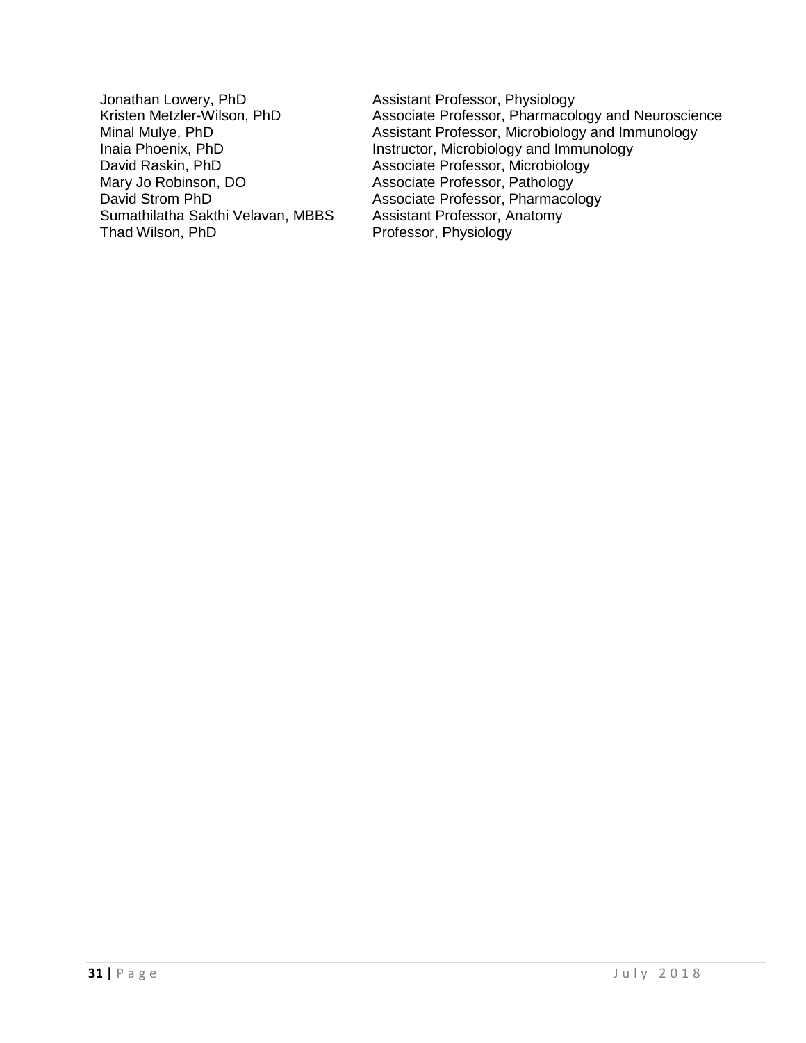| | |
|---|---|
| Jonathan Lowery, PhD | Assistant Professor, Physiology |
| Kristen Metzler-Wilson, PhD | Associate Professor, Pharmacology and Neuroscience |
| Minal Mulye, PhD | Assistant Professor, Microbiology and Immunology |
| Inaia Phoenix, PhD | Instructor, Microbiology and Immunology |
| David Raskin, PhD | Associate Professor, Microbiology |
| Mary Jo Robinson, DO | Associate Professor, Pathology |
| David Strom PhD | Associate Professor, Pharmacology |
| Sumathilatha Sakthi Velavan, MBBS | Assistant Professor, Anatomy |
| Thad Wilson, PhD | Professor, Physiology |